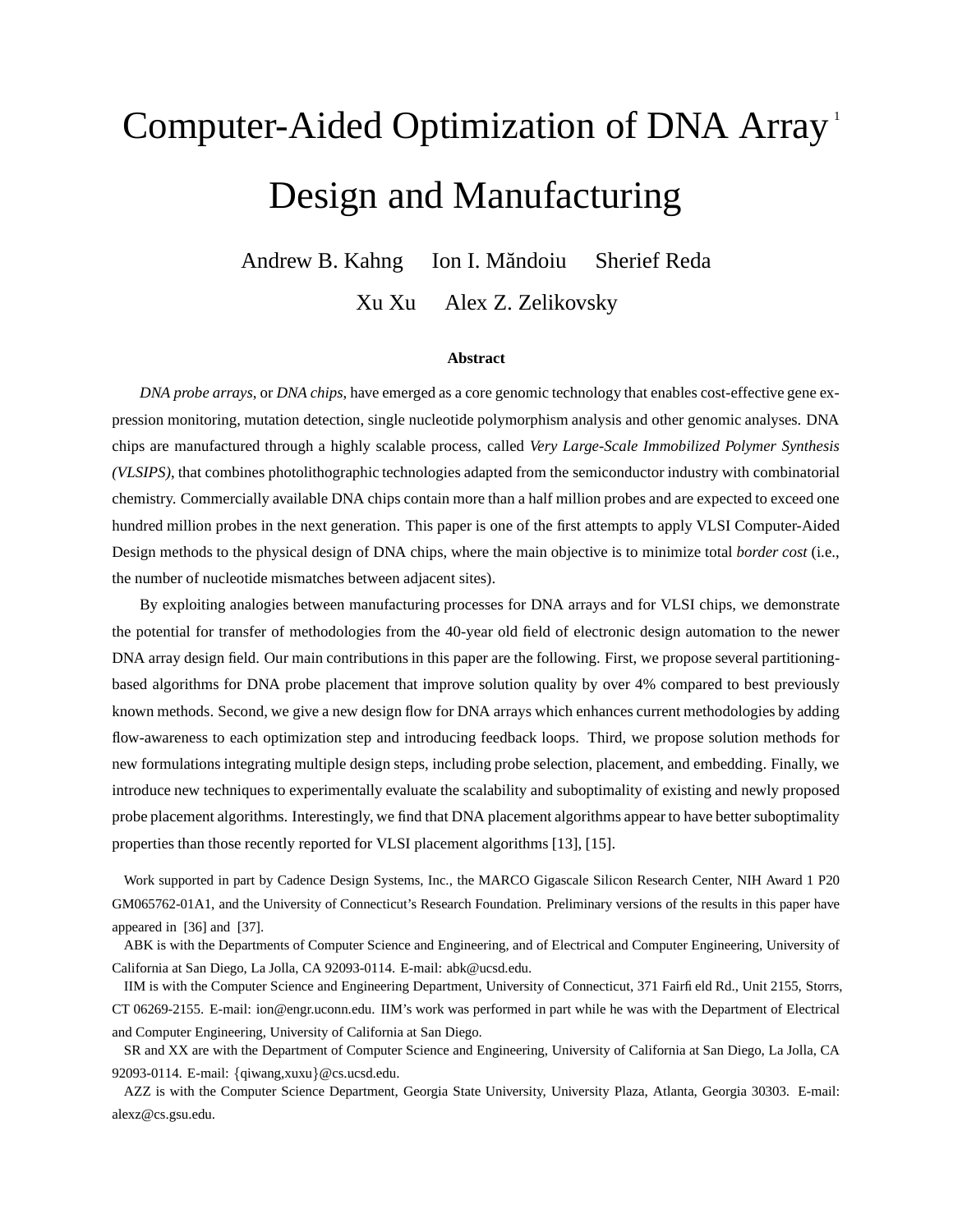# Computer-Aided Optimization of DNA Array [1] Design and Manufacturing

Andrew B. Kahng    Ion I. Măndoiu    Sherief Reda

Xu Xu    Alex Z. Zelikovsky

### Abstract

*DNA probe arrays*, or *DNA chips*, have emerged as a core genomic technology that enables cost-effective gene expression monitoring, mutation detection, single nucleotide polymorphism analysis and other genomic analyses. DNA chips are manufactured through a highly scalable process, called *Very Large-Scale Immobilized Polymer Synthesis (VLSIPS)*, that combines photolithographic technologies adapted from the semiconductor industry with combinatorial chemistry. Commercially available DNA chips contain more than a half million probes and are expected to exceed one hundred million probes in the next generation. This paper is one of the first attempts to apply VLSI Computer-Aided Design methods to the physical design of DNA chips, where the main objective is to minimize total *border cost* (i.e., the number of nucleotide mismatches between adjacent sites).

By exploiting analogies between manufacturing processes for DNA arrays and for VLSI chips, we demonstrate the potential for transfer of methodologies from the 40-year old field of electronic design automation to the newer DNA array design field. Our main contributions in this paper are the following. First, we propose several partitioning-based algorithms for DNA probe placement that improve solution quality by over 4% compared to best previously known methods. Second, we give a new design flow for DNA arrays which enhances current methodologies by adding flow-awareness to each optimization step and introducing feedback loops. Third, we propose solution methods for new formulations integrating multiple design steps, including probe selection, placement, and embedding. Finally, we introduce new techniques to experimentally evaluate the scalability and suboptimality of existing and newly proposed probe placement algorithms. Interestingly, we find that DNA placement algorithms appear to have better suboptimality properties than those recently reported for VLSI placement algorithms [13], [15].

Work supported in part by Cadence Design Systems, Inc., the MARCO Gigascale Silicon Research Center, NIH Award 1 P20 GM065762-01A1, and the University of Connecticut's Research Foundation. Preliminary versions of the results in this paper have appeared in [36] and [37].

ABK is with the Departments of Computer Science and Engineering, and of Electrical and Computer Engineering, University of California at San Diego, La Jolla, CA 92093-0114. E-mail: abk@ucsd.edu.

IIM is with the Computer Science and Engineering Department, University of Connecticut, 371 Fairfield Rd., Unit 2155, Storrs, CT 06269-2155. E-mail: ion@engr.uconn.edu. IIM's work was performed in part while he was with the Department of Electrical and Computer Engineering, University of California at San Diego.

SR and XX are with the Department of Computer Science and Engineering, University of California at San Diego, La Jolla, CA 92093-0114. E-mail: {qiwang,xuxu}@cs.ucsd.edu.

AZZ is with the Computer Science Department, Georgia State University, University Plaza, Atlanta, Georgia 30303. E-mail: alexz@cs.gsu.edu.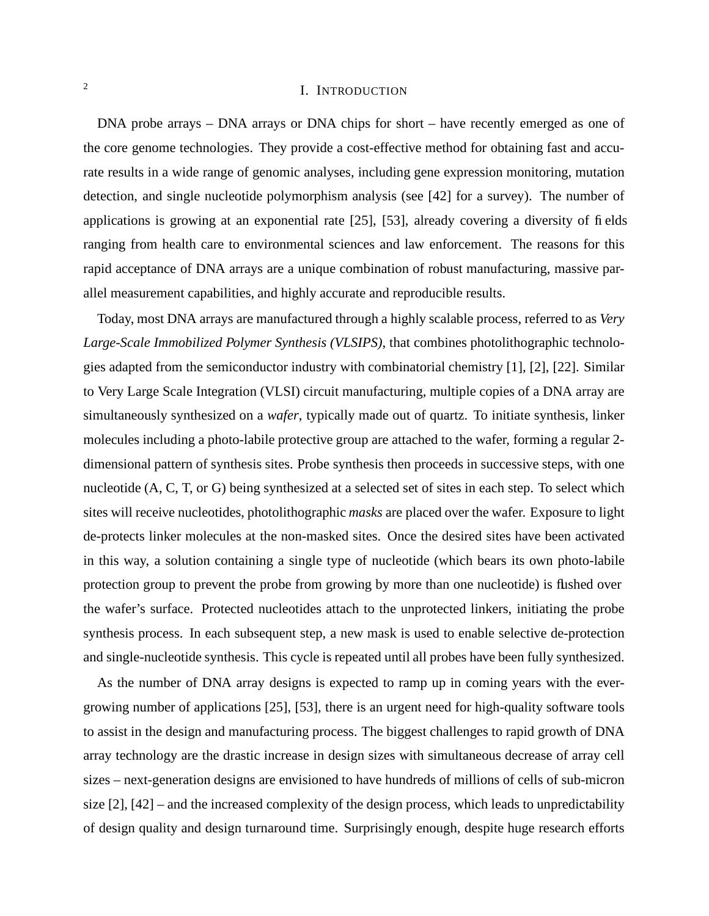# I. Introduction

DNA probe arrays – DNA arrays or DNA chips for short – have recently emerged as one of the core genome technologies. They provide a cost-effective method for obtaining fast and accurate results in a wide range of genomic analyses, including gene expression monitoring, mutation detection, and single nucleotide polymorphism analysis (see [42] for a survey). The number of applications is growing at an exponential rate [25], [53], already covering a diversity of fields ranging from health care to environmental sciences and law enforcement. The reasons for this rapid acceptance of DNA arrays are a unique combination of robust manufacturing, massive parallel measurement capabilities, and highly accurate and reproducible results.

Today, most DNA arrays are manufactured through a highly scalable process, referred to as *Very Large-Scale Immobilized Polymer Synthesis (VLSIPS)*, that combines photolithographic technologies adapted from the semiconductor industry with combinatorial chemistry [1], [2], [22]. Similar to Very Large Scale Integration (VLSI) circuit manufacturing, multiple copies of a DNA array are simultaneously synthesized on a *wafer*, typically made out of quartz. To initiate synthesis, linker molecules including a photo-labile protective group are attached to the wafer, forming a regular 2-dimensional pattern of synthesis sites. Probe synthesis then proceeds in successive steps, with one nucleotide (A, C, T, or G) being synthesized at a selected set of sites in each step. To select which sites will receive nucleotides, photolithographic *masks* are placed over the wafer. Exposure to light de-protects linker molecules at the non-masked sites. Once the desired sites have been activated in this way, a solution containing a single type of nucleotide (which bears its own photo-labile protection group to prevent the probe from growing by more than one nucleotide) is flushed over the wafer's surface. Protected nucleotides attach to the unprotected linkers, initiating the probe synthesis process. In each subsequent step, a new mask is used to enable selective de-protection and single-nucleotide synthesis. This cycle is repeated until all probes have been fully synthesized.

As the number of DNA array designs is expected to ramp up in coming years with the ever-growing number of applications [25], [53], there is an urgent need for high-quality software tools to assist in the design and manufacturing process. The biggest challenges to rapid growth of DNA array technology are the drastic increase in design sizes with simultaneous decrease of array cell sizes – next-generation designs are envisioned to have hundreds of millions of cells of sub-micron size [2], [42] – and the increased complexity of the design process, which leads to unpredictability of design quality and design turnaround time. Surprisingly enough, despite huge research efforts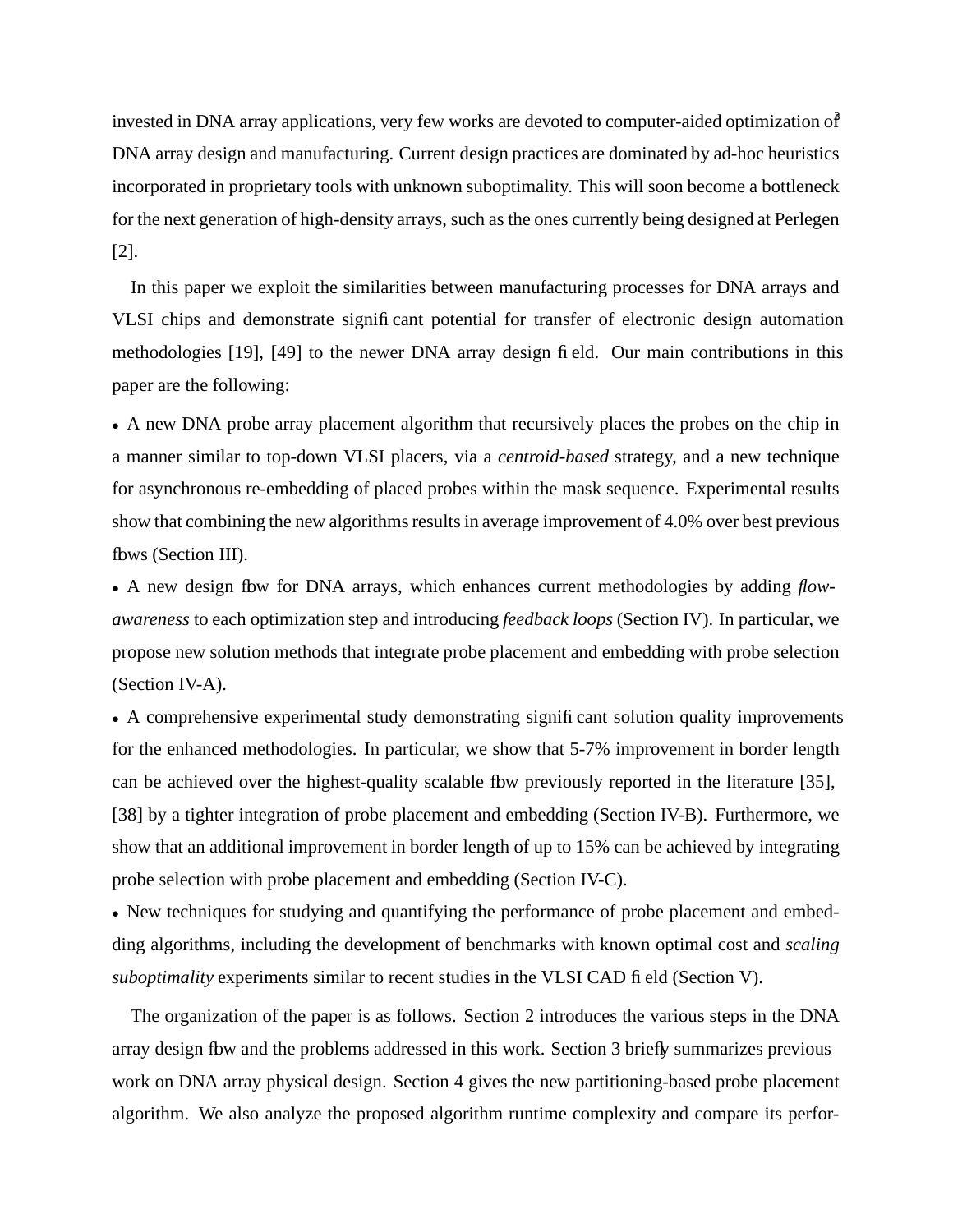invested in DNA array applications, very few works are devoted to computer-aided optimization of DNA array design and manufacturing. Current design practices are dominated by ad-hoc heuristics incorporated in proprietary tools with unknown suboptimality. This will soon become a bottleneck for the next generation of high-density arrays, such as the ones currently being designed at Perlegen [2].

In this paper we exploit the similarities between manufacturing processes for DNA arrays and VLSI chips and demonstrate significant potential for transfer of electronic design automation methodologies [19], [49] to the newer DNA array design field. Our main contributions in this paper are the following:

- A new DNA probe array placement algorithm that recursively places the probes on the chip in a manner similar to top-down VLSI placers, via a *centroid-based* strategy, and a new technique for asynchronous re-embedding of placed probes within the mask sequence. Experimental results show that combining the new algorithms results in average improvement of 4.0% over best previous flows (Section III).
- A new design flow for DNA arrays, which enhances current methodologies by adding *flow-awareness* to each optimization step and introducing *feedback loops* (Section IV). In particular, we propose new solution methods that integrate probe placement and embedding with probe selection (Section IV-A).
- A comprehensive experimental study demonstrating significant solution quality improvements for the enhanced methodologies. In particular, we show that 5-7% improvement in border length can be achieved over the highest-quality scalable flow previously reported in the literature [35], [38] by a tighter integration of probe placement and embedding (Section IV-B). Furthermore, we show that an additional improvement in border length of up to 15% can be achieved by integrating probe selection with probe placement and embedding (Section IV-C).
- New techniques for studying and quantifying the performance of probe placement and embedding algorithms, including the development of benchmarks with known optimal cost and *scaling suboptimality* experiments similar to recent studies in the VLSI CAD field (Section V).

The organization of the paper is as follows. Section 2 introduces the various steps in the DNA array design flow and the problems addressed in this work. Section 3 briefly summarizes previous work on DNA array physical design. Section 4 gives the new partitioning-based probe placement algorithm. We also analyze the proposed algorithm runtime complexity and compare its perfor-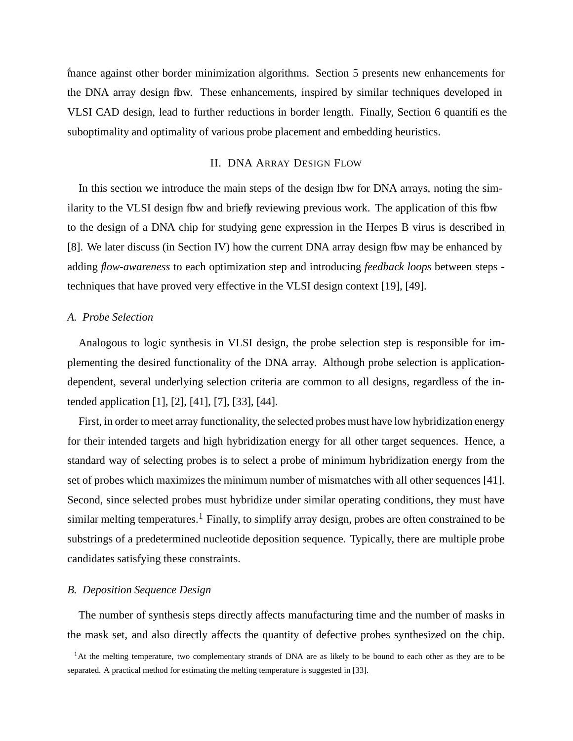mance against other border minimization algorithms. Section 5 presents new enhancements for the DNA array design flow. These enhancements, inspired by similar techniques developed in VLSI CAD design, lead to further reductions in border length. Finally, Section 6 quantifies the suboptimality and optimality of various probe placement and embedding heuristics.

## II. DNA Array Design Flow

In this section we introduce the main steps of the design flow for DNA arrays, noting the similarity to the VLSI design flow and briefly reviewing previous work. The application of this flow to the design of a DNA chip for studying gene expression in the Herpes B virus is described in [8]. We later discuss (in Section IV) how the current DNA array design flow may be enhanced by adding *flow-awareness* to each optimization step and introducing *feedback loops* between steps - techniques that have proved very effective in the VLSI design context [19], [49].

### A. Probe Selection

Analogous to logic synthesis in VLSI design, the probe selection step is responsible for implementing the desired functionality of the DNA array. Although probe selection is application-dependent, several underlying selection criteria are common to all designs, regardless of the intended application [1], [2], [41], [7], [33], [44].

First, in order to meet array functionality, the selected probes must have low hybridization energy for their intended targets and high hybridization energy for all other target sequences. Hence, a standard way of selecting probes is to select a probe of minimum hybridization energy from the set of probes which maximizes the minimum number of mismatches with all other sequences [41]. Second, since selected probes must hybridize under similar operating conditions, they must have similar melting temperatures.[1] Finally, to simplify array design, probes are often constrained to be substrings of a predetermined nucleotide deposition sequence. Typically, there are multiple probe candidates satisfying these constraints.

### B. Deposition Sequence Design

The number of synthesis steps directly affects manufacturing time and the number of masks in the mask set, and also directly affects the quantity of defective probes synthesized on the chip.

[1] At the melting temperature, two complementary strands of DNA are as likely to be bound to each other as they are to be separated. A practical method for estimating the melting temperature is suggested in [33].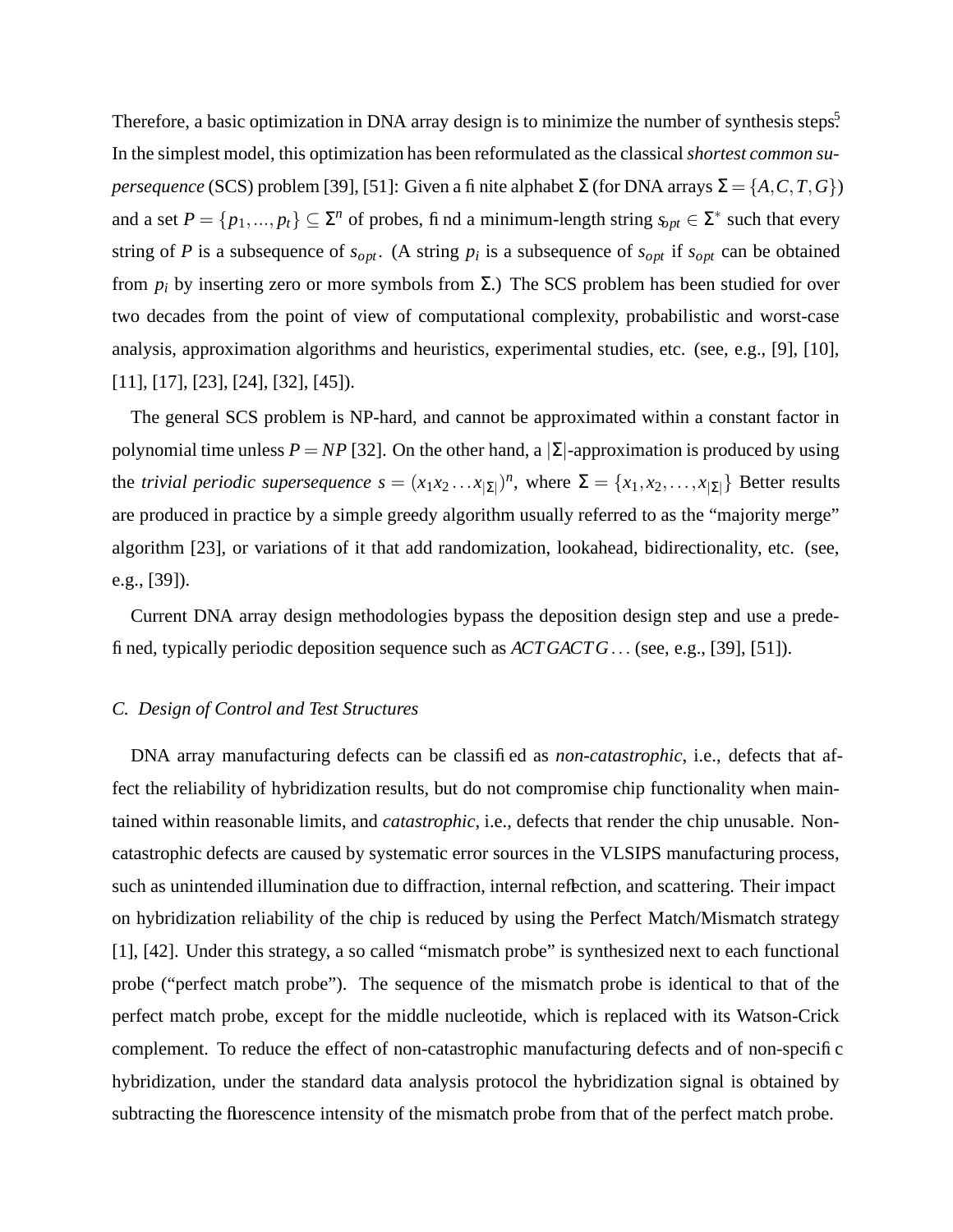Therefore, a basic optimization in DNA array design is to minimize the number of synthesis steps[5]. In the simplest model, this optimization has been reformulated as the classical *shortest common supersequence* (SCS) problem [39], [51]: Given a finite alphabet $\Sigma$ (for DNA arrays $\Sigma = \{A,C,T,G\}$) and a set $P = \{p_1,...,p_t\} \subseteq \Sigma^n$ of probes, find a minimum-length string $s_{opt} \in \Sigma^*$ such that every string of $P$ is a subsequence of $s_{opt}$. (A string $p_i$ is a subsequence of $s_{opt}$ if $s_{opt}$ can be obtained from $p_i$ by inserting zero or more symbols from $\Sigma$.) The SCS problem has been studied for over two decades from the point of view of computational complexity, probabilistic and worst-case analysis, approximation algorithms and heuristics, experimental studies, etc. (see, e.g., [9], [10], [11], [17], [23], [24], [32], [45]).

The general SCS problem is NP-hard, and cannot be approximated within a constant factor in polynomial time unless $P = NP$ [32]. On the other hand, a $|\Sigma|$-approximation is produced by using the *trivial periodic supersequence* $s = (x_1x_2 \ldots x_{|\Sigma|})^n$, where $\Sigma = \{x_1, x_2, \ldots, x_{|\Sigma|}\}$ Better results are produced in practice by a simple greedy algorithm usually referred to as the "majority merge" algorithm [23], or variations of it that add randomization, lookahead, bidirectionality, etc. (see, e.g., [39]).

Current DNA array design methodologies bypass the deposition design step and use a predefined, typically periodic deposition sequence such as $ACTGACTG\ldots$ (see, e.g., [39], [51]).

### *C. Design of Control and Test Structures*

DNA array manufacturing defects can be classified as *non-catastrophic*, i.e., defects that affect the reliability of hybridization results, but do not compromise chip functionality when maintained within reasonable limits, and *catastrophic*, i.e., defects that render the chip unusable. Non-catastrophic defects are caused by systematic error sources in the VLSIPS manufacturing process, such as unintended illumination due to diffraction, internal reflection, and scattering. Their impact on hybridization reliability of the chip is reduced by using the Perfect Match/Mismatch strategy [1], [42]. Under this strategy, a so called "mismatch probe" is synthesized next to each functional probe ("perfect match probe"). The sequence of the mismatch probe is identical to that of the perfect match probe, except for the middle nucleotide, which is replaced with its Watson-Crick complement. To reduce the effect of non-catastrophic manufacturing defects and of non-specific hybridization, under the standard data analysis protocol the hybridization signal is obtained by subtracting the fluorescence intensity of the mismatch probe from that of the perfect match probe.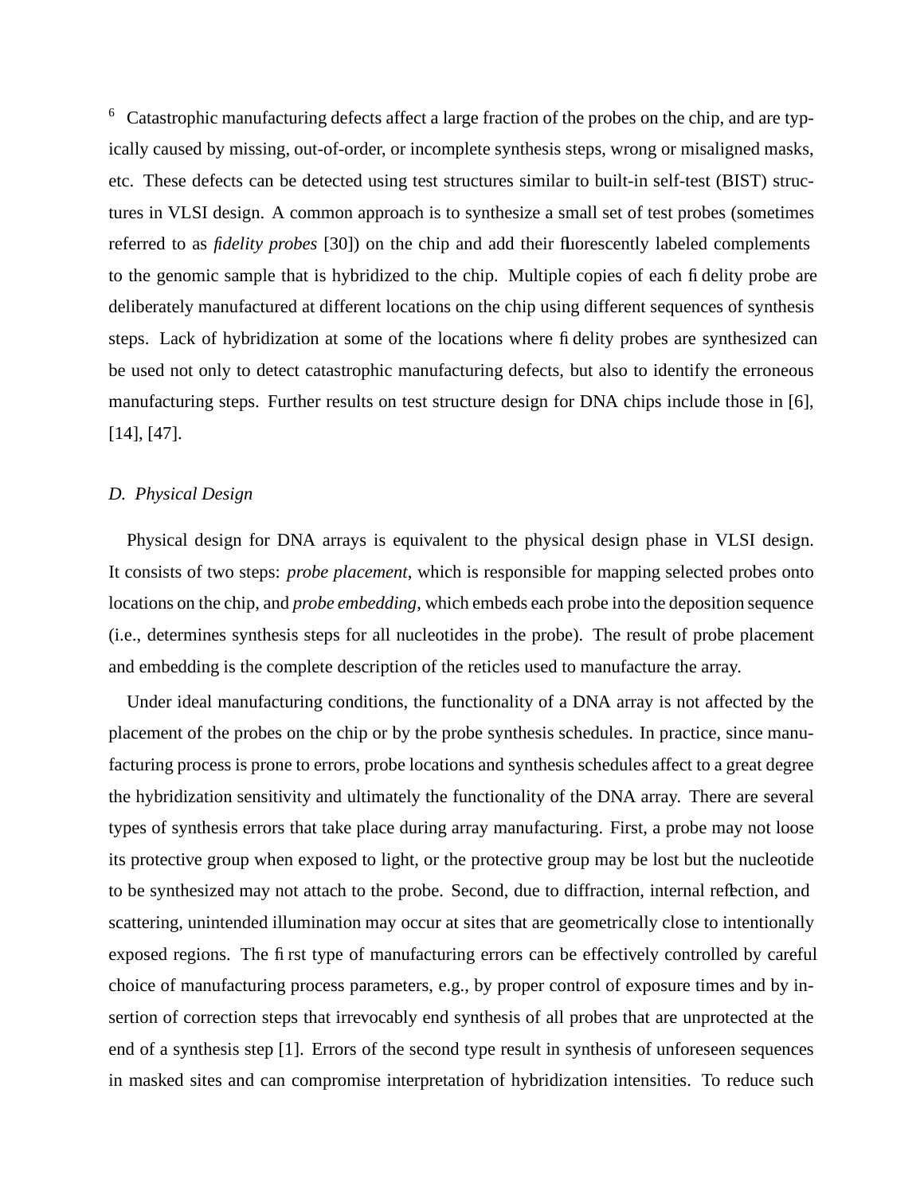[6] Catastrophic manufacturing defects affect a large fraction of the probes on the chip, and are typically caused by missing, out-of-order, or incomplete synthesis steps, wrong or misaligned masks, etc. These defects can be detected using test structures similar to built-in self-test (BIST) structures in VLSI design. A common approach is to synthesize a small set of test probes (sometimes referred to as *fidelity probes* [30]) on the chip and add their fluorescently labeled complements to the genomic sample that is hybridized to the chip. Multiple copies of each fidelity probe are deliberately manufactured at different locations on the chip using different sequences of synthesis steps. Lack of hybridization at some of the locations where fidelity probes are synthesized can be used not only to detect catastrophic manufacturing defects, but also to identify the erroneous manufacturing steps. Further results on test structure design for DNA chips include those in [6], [14], [47].

### *D. Physical Design*

Physical design for DNA arrays is equivalent to the physical design phase in VLSI design. It consists of two steps: *probe placement*, which is responsible for mapping selected probes onto locations on the chip, and *probe embedding*, which embeds each probe into the deposition sequence (i.e., determines synthesis steps for all nucleotides in the probe). The result of probe placement and embedding is the complete description of the reticles used to manufacture the array.

Under ideal manufacturing conditions, the functionality of a DNA array is not affected by the placement of the probes on the chip or by the probe synthesis schedules. In practice, since manufacturing process is prone to errors, probe locations and synthesis schedules affect to a great degree the hybridization sensitivity and ultimately the functionality of the DNA array. There are several types of synthesis errors that take place during array manufacturing. First, a probe may not loose its protective group when exposed to light, or the protective group may be lost but the nucleotide to be synthesized may not attach to the probe. Second, due to diffraction, internal reflection, and scattering, unintended illumination may occur at sites that are geometrically close to intentionally exposed regions. The first type of manufacturing errors can be effectively controlled by careful choice of manufacturing process parameters, e.g., by proper control of exposure times and by insertion of correction steps that irrevocably end synthesis of all probes that are unprotected at the end of a synthesis step [1]. Errors of the second type result in synthesis of unforeseen sequences in masked sites and can compromise interpretation of hybridization intensities. To reduce such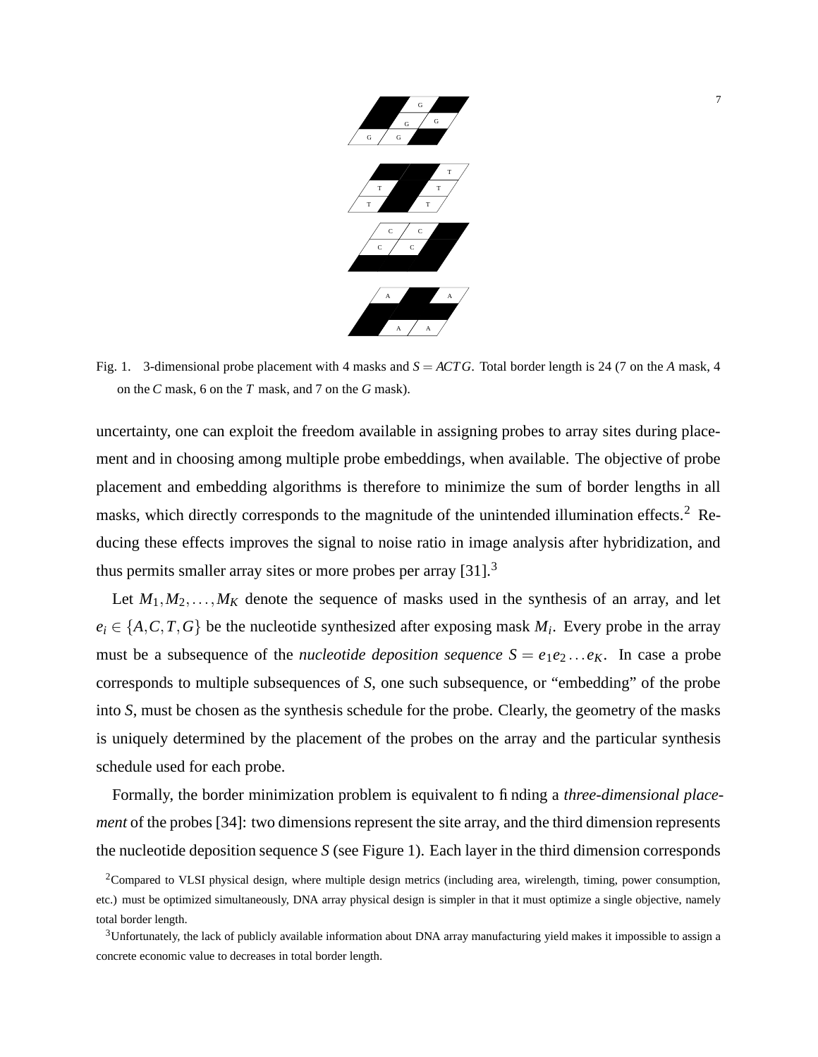Fig. 1. 3-dimensional probe placement with 4 masks and $S = ACTG$. Total border length is 24 (7 on the $A$ mask, 4 on the $C$ mask, 6 on the $T$ mask, and 7 on the $G$ mask).

uncertainty, one can exploit the freedom available in assigning probes to array sites during placement and in choosing among multiple probe embeddings, when available. The objective of probe placement and embedding algorithms is therefore to minimize the sum of border lengths in all masks, which directly corresponds to the magnitude of the unintended illumination effects.[2] Reducing these effects improves the signal to noise ratio in image analysis after hybridization, and thus permits smaller array sites or more probes per array [31].[3]

Let $M_1, M_2, \ldots, M_K$ denote the sequence of masks used in the synthesis of an array, and let $e_i \in \{A, C, T, G\}$ be the nucleotide synthesized after exposing mask $M_i$. Every probe in the array must be a subsequence of the *nucleotide deposition sequence* $S = e_1 e_2 \ldots e_K$. In case a probe corresponds to multiple subsequences of $S$, one such subsequence, or "embedding" of the probe into $S$, must be chosen as the synthesis schedule for the probe. Clearly, the geometry of the masks is uniquely determined by the placement of the probes on the array and the particular synthesis schedule used for each probe.

Formally, the border minimization problem is equivalent to finding a *three-dimensional placement* of the probes [34]: two dimensions represent the site array, and the third dimension represents the nucleotide deposition sequence $S$ (see Figure 1). Each layer in the third dimension corresponds

[2] Compared to VLSI physical design, where multiple design metrics (including area, wirelength, timing, power consumption, etc.) must be optimized simultaneously, DNA array physical design is simpler in that it must optimize a single objective, namely total border length.

[3] Unfortunately, the lack of publicly available information about DNA array manufacturing yield makes it impossible to assign a concrete economic value to decreases in total border length.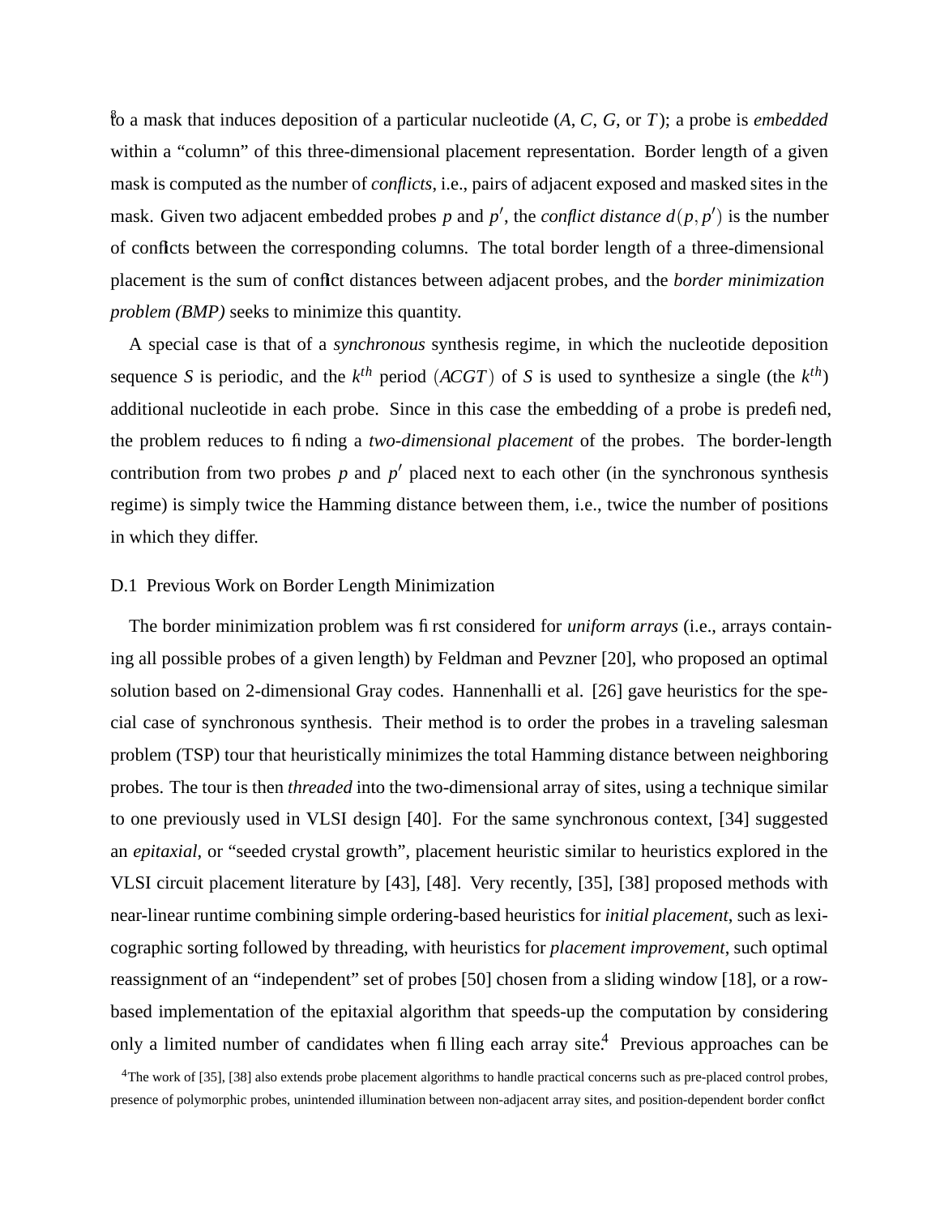to a mask that induces deposition of a particular nucleotide ($A$, $C$, $G$, or $T$); a probe is *embedded* within a "column" of this three-dimensional placement representation. Border length of a given mask is computed as the number of *conflicts*, i.e., pairs of adjacent exposed and masked sites in the mask. Given two adjacent embedded probes $p$ and $p'$, the *conflict distance* $d(p, p')$ is the number of conflicts between the corresponding columns. The total border length of a three-dimensional placement is the sum of conflict distances between adjacent probes, and the *border minimization problem (BMP)* seeks to minimize this quantity.

A special case is that of a *synchronous* synthesis regime, in which the nucleotide deposition sequence $S$ is periodic, and the $k^{th}$ period $(ACGT)$ of $S$ is used to synthesize a single (the $k^{th}$) additional nucleotide in each probe. Since in this case the embedding of a probe is predefined, the problem reduces to finding a *two-dimensional placement* of the probes. The border-length contribution from two probes $p$ and $p'$ placed next to each other (in the synchronous synthesis regime) is simply twice the Hamming distance between them, i.e., twice the number of positions in which they differ.

## D.1 Previous Work on Border Length Minimization

The border minimization problem was first considered for *uniform arrays* (i.e., arrays containing all possible probes of a given length) by Feldman and Pevzner [20], who proposed an optimal solution based on 2-dimensional Gray codes. Hannenhalli et al. [26] gave heuristics for the special case of synchronous synthesis. Their method is to order the probes in a traveling salesman problem (TSP) tour that heuristically minimizes the total Hamming distance between neighboring probes. The tour is then *threaded* into the two-dimensional array of sites, using a technique similar to one previously used in VLSI design [40]. For the same synchronous context, [34] suggested an *epitaxial*, or "seeded crystal growth", placement heuristic similar to heuristics explored in the VLSI circuit placement literature by [43], [48]. Very recently, [35], [38] proposed methods with near-linear runtime combining simple ordering-based heuristics for *initial placement*, such as lexicographic sorting followed by threading, with heuristics for *placement improvement*, such optimal reassignment of an "independent" set of probes [50] chosen from a sliding window [18], or a row-based implementation of the epitaxial algorithm that speeds-up the computation by considering only a limited number of candidates when filling each array site.[4] Previous approaches can be

[4]The work of [35], [38] also extends probe placement algorithms to handle practical concerns such as pre-placed control probes, presence of polymorphic probes, unintended illumination between non-adjacent array sites, and position-dependent border conflict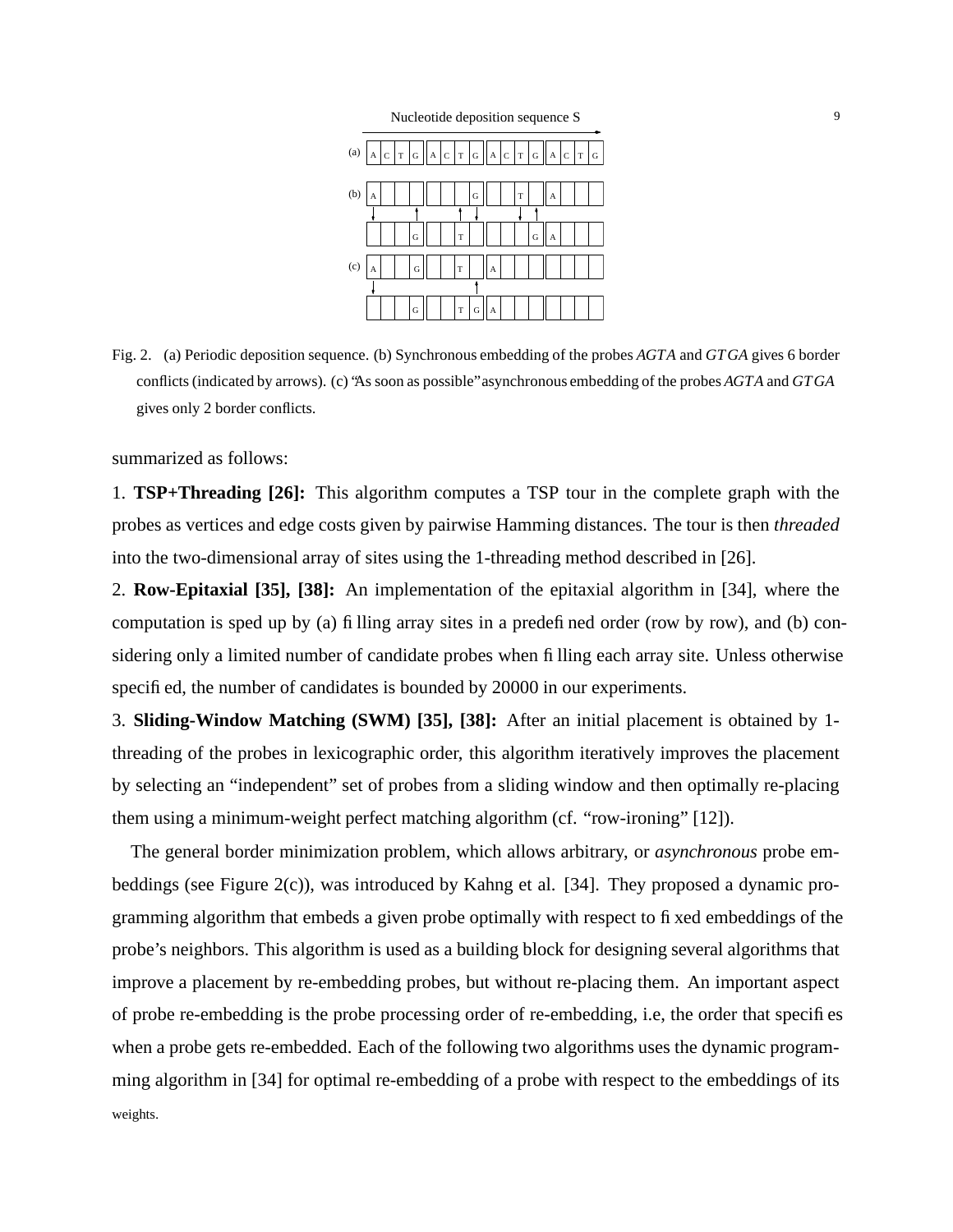Fig. 2. (a) Periodic deposition sequence. (b) Synchronous embedding of the probes *AGTA* and *GTGA* gives 6 border conflicts (indicated by arrows). (c) "As soon as possible" asynchronous embedding of the probes *AGTA* and *GTGA* gives only 2 border conflicts.

summarized as follows:

1. **TSP+Threading [26]:** This algorithm computes a TSP tour in the complete graph with the probes as vertices and edge costs given by pairwise Hamming distances. The tour is then *threaded* into the two-dimensional array of sites using the 1-threading method described in [26].

2. **Row-Epitaxial [35], [38]:** An implementation of the epitaxial algorithm in [34], where the computation is sped up by (a) filling array sites in a predefined order (row by row), and (b) considering only a limited number of candidate probes when filling each array site. Unless otherwise specified, the number of candidates is bounded by 20000 in our experiments.

3. **Sliding-Window Matching (SWM) [35], [38]:** After an initial placement is obtained by 1-threading of the probes in lexicographic order, this algorithm iteratively improves the placement by selecting an "independent" set of probes from a sliding window and then optimally re-placing them using a minimum-weight perfect matching algorithm (cf. "row-ironing" [12]).

The general border minimization problem, which allows arbitrary, or *asynchronous* probe embeddings (see Figure 2(c)), was introduced by Kahng et al. [34]. They proposed a dynamic programming algorithm that embeds a given probe optimally with respect to fixed embeddings of the probe's neighbors. This algorithm is used as a building block for designing several algorithms that improve a placement by re-embedding probes, but without re-placing them. An important aspect of probe re-embedding is the probe processing order of re-embedding, i.e, the order that specifies when a probe gets re-embedded. Each of the following two algorithms uses the dynamic programming algorithm in [34] for optimal re-embedding of a probe with respect to the embeddings of its weights.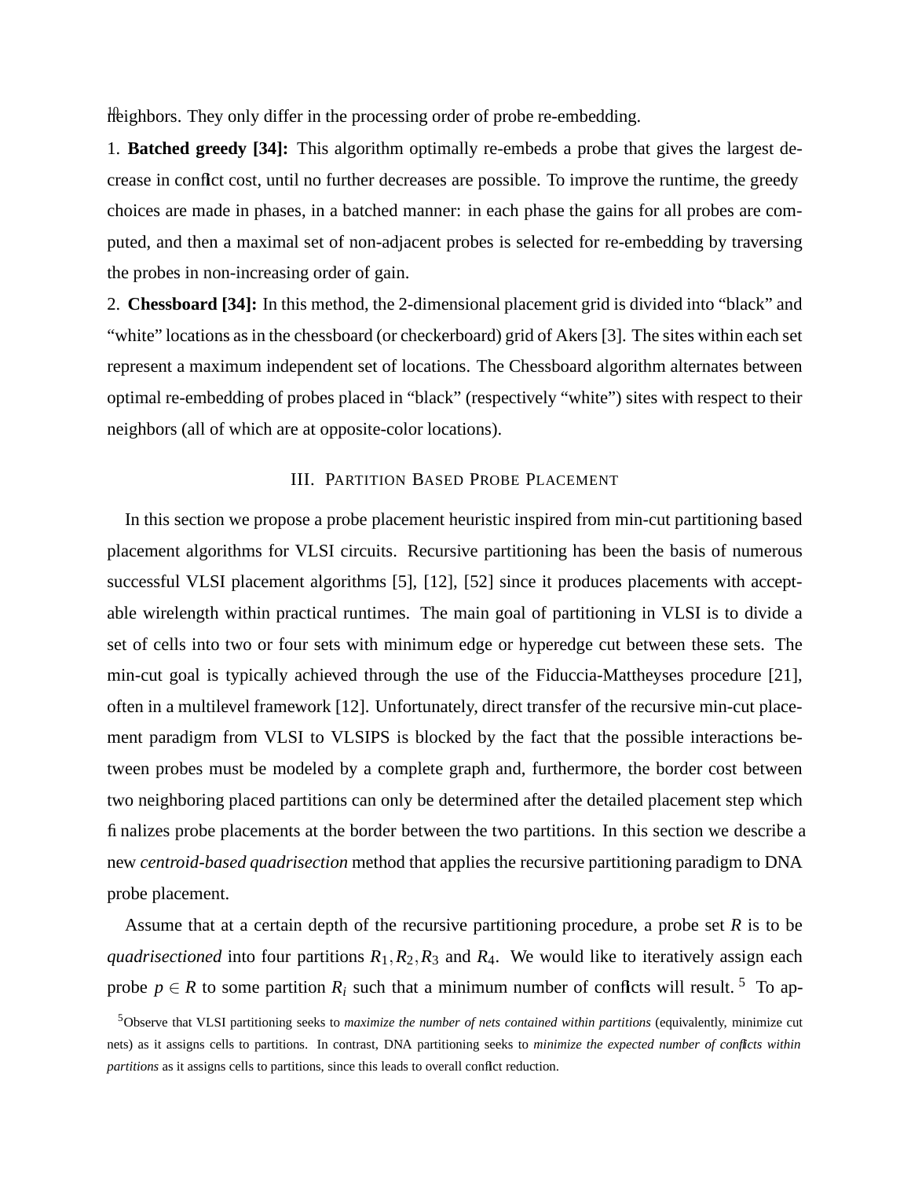neighbors. They only differ in the processing order of probe re-embedding.

1. **Batched greedy [34]:** This algorithm optimally re-embeds a probe that gives the largest decrease in conflict cost, until no further decreases are possible. To improve the runtime, the greedy choices are made in phases, in a batched manner: in each phase the gains for all probes are computed, and then a maximal set of non-adjacent probes is selected for re-embedding by traversing the probes in non-increasing order of gain.

2. **Chessboard [34]:** In this method, the 2-dimensional placement grid is divided into "black" and "white" locations as in the chessboard (or checkerboard) grid of Akers [3]. The sites within each set represent a maximum independent set of locations. The Chessboard algorithm alternates between optimal re-embedding of probes placed in "black" (respectively "white") sites with respect to their neighbors (all of which are at opposite-color locations).

## III. Partition Based Probe Placement

In this section we propose a probe placement heuristic inspired from min-cut partitioning based placement algorithms for VLSI circuits. Recursive partitioning has been the basis of numerous successful VLSI placement algorithms [5], [12], [52] since it produces placements with acceptable wirelength within practical runtimes. The main goal of partitioning in VLSI is to divide a set of cells into two or four sets with minimum edge or hyperedge cut between these sets. The min-cut goal is typically achieved through the use of the Fiduccia-Mattheyses procedure [21], often in a multilevel framework [12]. Unfortunately, direct transfer of the recursive min-cut placement paradigm from VLSI to VLSIPS is blocked by the fact that the possible interactions between probes must be modeled by a complete graph and, furthermore, the border cost between two neighboring placed partitions can only be determined after the detailed placement step which finalizes probe placements at the border between the two partitions. In this section we describe a new *centroid-based quadrisection* method that applies the recursive partitioning paradigm to DNA probe placement.

Assume that at a certain depth of the recursive partitioning procedure, a probe set $R$ is to be *quadrisectioned* into four partitions $R_1, R_2, R_3$ and $R_4$. We would like to iteratively assign each probe $p \in R$ to some partition $R_i$ such that a minimum number of conflicts will result. [5] To ap-

[5] Observe that VLSI partitioning seeks to *maximize the number of nets contained within partitions* (equivalently, minimize cut nets) as it assigns cells to partitions. In contrast, DNA partitioning seeks to *minimize the expected number of conflicts within partitions* as it assigns cells to partitions, since this leads to overall conflict reduction.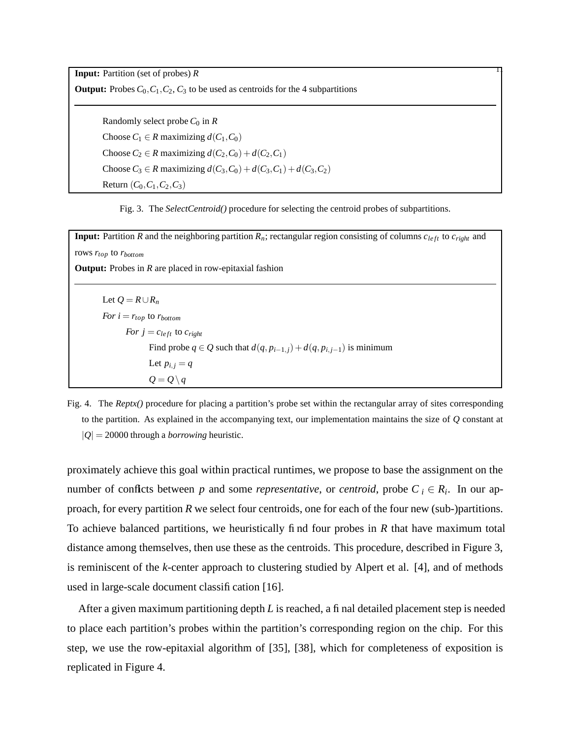**Input:** Partition (set of probes) $R$

**Output:** Probes $C_0, C_1, C_2, C_3$ to be used as centroids for the 4 subpartitions

---

Randomly select probe $C_0$ in $R$

Choose $C_1 \in R$ maximizing $d(C_1, C_0)$

Choose $C_2 \in R$ maximizing $d(C_2, C_0) + d(C_2, C_1)$

Choose $C_3 \in R$ maximizing $d(C_3, C_0) + d(C_3, C_1) + d(C_3, C_2)$

Return $(C_0, C_1, C_2, C_3)$

Fig. 3. The *SelectCentroid()* procedure for selecting the centroid probes of subpartitions.

**Input:** Partition $R$ and the neighboring partition $R_n$; rectangular region consisting of columns $c_{left}$ to $c_{right}$ and rows $r_{top}$ to $r_{bottom}$

**Output:** Probes in $R$ are placed in row-epitaxial fashion

---

Let $Q = R \cup R_n$

*For* $i = r_{top}$ to $r_{bottom}$

  *For* $j = c_{left}$ to $c_{right}$

    Find probe $q \in Q$ such that $d(q, p_{i-1,j}) + d(q, p_{i,j-1})$ is minimum

    Let $p_{i,j} = q$

    $Q = Q \setminus q$

Fig. 4. The *Reptx()* procedure for placing a partition's probe set within the rectangular array of sites corresponding to the partition. As explained in the accompanying text, our implementation maintains the size of $Q$ constant at $|Q| = 20000$ through a *borrowing* heuristic.

proximately achieve this goal within practical runtimes, we propose to base the assignment on the number of conflicts between $p$ and some *representative*, or *centroid*, probe $C_i \in R_i$. In our approach, for every partition $R$ we select four centroids, one for each of the four new (sub-)partitions. To achieve balanced partitions, we heuristically find four probes in $R$ that have maximum total distance among themselves, then use these as the centroids. This procedure, described in Figure 3, is reminiscent of the $k$-center approach to clustering studied by Alpert et al. [4], and of methods used in large-scale document classification [16].

After a given maximum partitioning depth $L$ is reached, a final detailed placement step is needed to place each partition's probes within the partition's corresponding region on the chip. For this step, we use the row-epitaxial algorithm of [35], [38], which for completeness of exposition is replicated in Figure 4.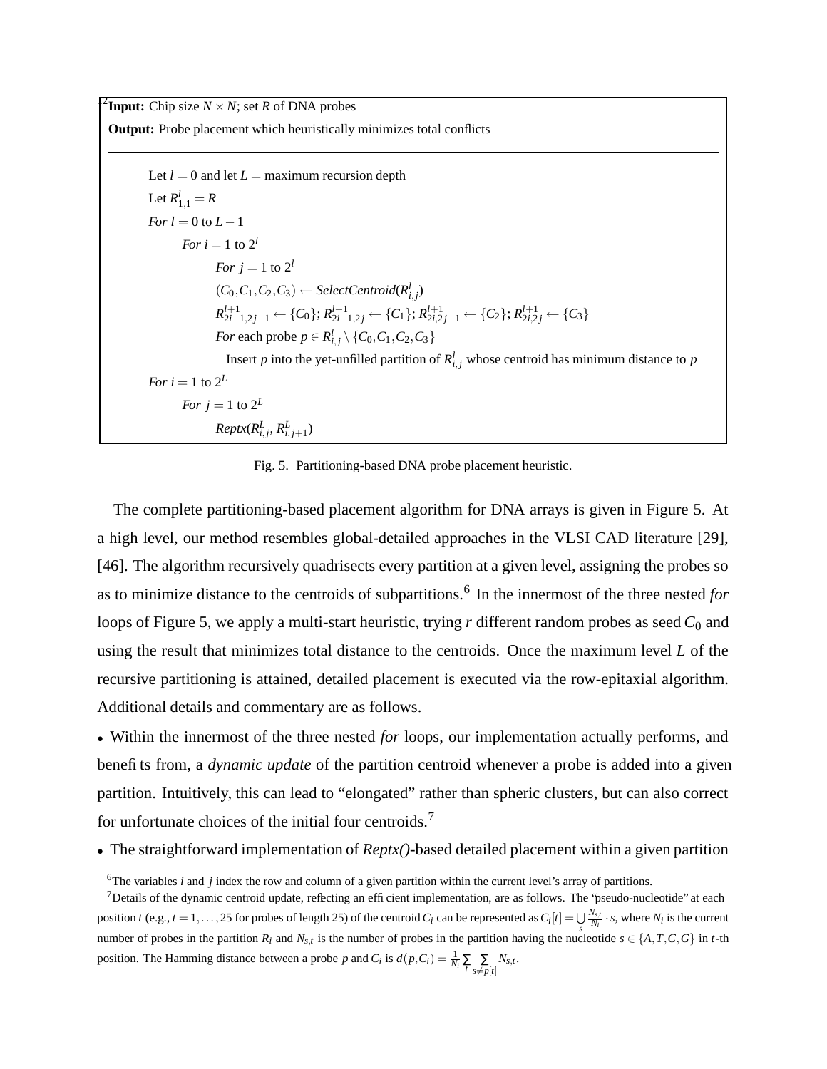**Input:** Chip size $N \times N$; set $R$ of DNA probes

**Output:** Probe placement which heuristically minimizes total conflicts

---

```
Let l = 0 and let L = maximum recursion depth
Let R^l_{1,1} = R
For l = 0 to L − 1
    For i = 1 to 2^l
        For j = 1 to 2^l
            (C_0, C_1, C_2, C_3) ← SelectCentroid(R^l_{i,j})
            R^{l+1}_{2i−1,2j−1} ← {C_0}; R^{l+1}_{2i−1,2j} ← {C_1}; R^{l+1}_{2i,2j−1} ← {C_2}; R^{l+1}_{2i,2j} ← {C_3}
            For each probe p ∈ R^l_{i,j} \ {C_0, C_1, C_2, C_3}
                Insert p into the yet-unfilled partition of R^l_{i,j} whose centroid has minimum distance to p
For i = 1 to 2^L
    For j = 1 to 2^L
        Reptx(R^L_{i,j}, R^L_{i,j+1})
```

Fig. 5. Partitioning-based DNA probe placement heuristic.

The complete partitioning-based placement algorithm for DNA arrays is given in Figure 5. At a high level, our method resembles global-detailed approaches in the VLSI CAD literature [29], [46]. The algorithm recursively quadrisects every partition at a given level, assigning the probes so as to minimize distance to the centroids of subpartitions.[6] In the innermost of the three nested *for* loops of Figure 5, we apply a multi-start heuristic, trying $r$ different random probes as seed $C_0$ and using the result that minimizes total distance to the centroids. Once the maximum level $L$ of the recursive partitioning is attained, detailed placement is executed via the row-epitaxial algorithm. Additional details and commentary are as follows.

- Within the innermost of the three nested *for* loops, our implementation actually performs, and benefits from, a *dynamic update* of the partition centroid whenever a probe is added into a given partition. Intuitively, this can lead to "elongated" rather than spheric clusters, but can also correct for unfortunate choices of the initial four centroids.[7]
- The straightforward implementation of *Reptx()*-based detailed placement within a given partition

[6] The variables $i$ and $j$ index the row and column of a given partition within the current level's array of partitions.

[7] Details of the dynamic centroid update, reflecting an efficient implementation, are as follows. The "pseudo-nucleotide" at each position $t$ (e.g., $t = 1, \ldots, 25$ for probes of length 25) of the centroid $C_i$ can be represented as $C_i[t] = \bigcup_s \frac{N_{s,t}}{N_i} \cdot s$, where $N_i$ is the current number of probes in the partition $R_i$ and $N_{s,t}$ is the number of probes in the partition having the nucleotide $s \in \{A, T, C, G\}$ in $t$-th position. The Hamming distance between a probe $p$ and $C_i$ is $d(p, C_i) = \frac{1}{N_i} \sum_t \sum_{s \neq p[t]} N_{s,t}$.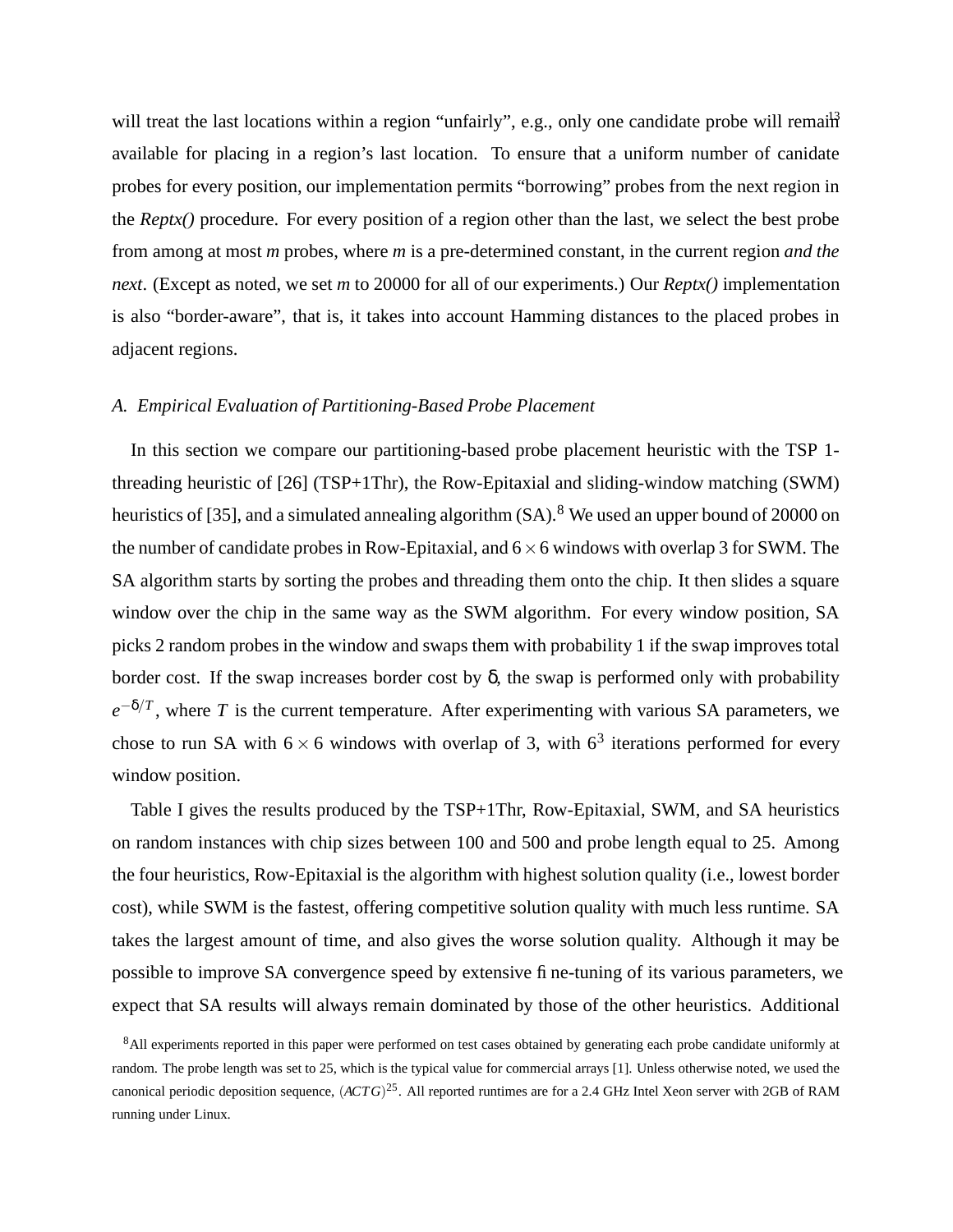will treat the last locations within a region "unfairly", e.g., only one candidate probe will remain available for placing in a region's last location. To ensure that a uniform number of canidate probes for every position, our implementation permits "borrowing" probes from the next region in the *Reptx()* procedure. For every position of a region other than the last, we select the best probe from among at most *m* probes, where *m* is a pre-determined constant, in the current region *and the next*. (Except as noted, we set *m* to 20000 for all of our experiments.) Our *Reptx()* implementation is also "border-aware", that is, it takes into account Hamming distances to the placed probes in adjacent regions.

### A. Empirical Evaluation of Partitioning-Based Probe Placement

In this section we compare our partitioning-based probe placement heuristic with the TSP 1-threading heuristic of [26] (TSP+1Thr), the Row-Epitaxial and sliding-window matching (SWM) heuristics of [35], and a simulated annealing algorithm (SA).[8] We used an upper bound of 20000 on the number of candidate probes in Row-Epitaxial, and $6 \times 6$ windows with overlap 3 for SWM. The SA algorithm starts by sorting the probes and threading them onto the chip. It then slides a square window over the chip in the same way as the SWM algorithm. For every window position, SA picks 2 random probes in the window and swaps them with probability 1 if the swap improves total border cost. If the swap increases border cost by $\delta$, the swap is performed only with probability $e^{-\delta/T}$, where $T$ is the current temperature. After experimenting with various SA parameters, we chose to run SA with $6 \times 6$ windows with overlap of 3, with $6^3$ iterations performed for every window position.

Table I gives the results produced by the TSP+1Thr, Row-Epitaxial, SWM, and SA heuristics on random instances with chip sizes between 100 and 500 and probe length equal to 25. Among the four heuristics, Row-Epitaxial is the algorithm with highest solution quality (i.e., lowest border cost), while SWM is the fastest, offering competitive solution quality with much less runtime. SA takes the largest amount of time, and also gives the worse solution quality. Although it may be possible to improve SA convergence speed by extensive fine-tuning of its various parameters, we expect that SA results will always remain dominated by those of the other heuristics. Additional

[8] All experiments reported in this paper were performed on test cases obtained by generating each probe candidate uniformly at random. The probe length was set to 25, which is the typical value for commercial arrays [1]. Unless otherwise noted, we used the canonical periodic deposition sequence, $(ACTG)^{25}$. All reported runtimes are for a 2.4 GHz Intel Xeon server with 2GB of RAM running under Linux.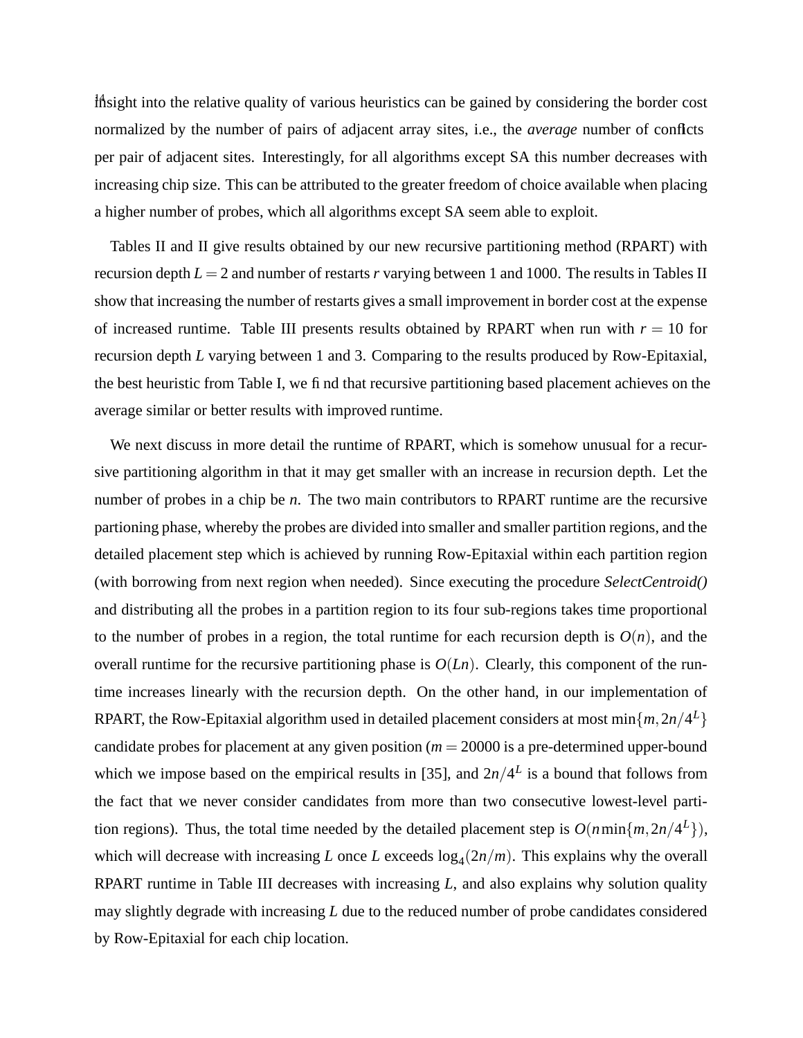Insight into the relative quality of various heuristics can be gained by considering the border cost normalized by the number of pairs of adjacent array sites, i.e., the *average* number of conflicts per pair of adjacent sites. Interestingly, for all algorithms except SA this number decreases with increasing chip size. This can be attributed to the greater freedom of choice available when placing a higher number of probes, which all algorithms except SA seem able to exploit.

Tables II and II give results obtained by our new recursive partitioning method (RPART) with recursion depth $L = 2$ and number of restarts $r$ varying between 1 and 1000. The results in Tables II show that increasing the number of restarts gives a small improvement in border cost at the expense of increased runtime. Table III presents results obtained by RPART when run with $r = 10$ for recursion depth $L$ varying between 1 and 3. Comparing to the results produced by Row-Epitaxial, the best heuristic from Table I, we find that recursive partitioning based placement achieves on the average similar or better results with improved runtime.

We next discuss in more detail the runtime of RPART, which is somehow unusual for a recursive partitioning algorithm in that it may get smaller with an increase in recursion depth. Let the number of probes in a chip be $n$. The two main contributors to RPART runtime are the recursive partioning phase, whereby the probes are divided into smaller and smaller partition regions, and the detailed placement step which is achieved by running Row-Epitaxial within each partition region (with borrowing from next region when needed). Since executing the procedure *SelectCentroid()* and distributing all the probes in a partition region to its four sub-regions takes time proportional to the number of probes in a region, the total runtime for each recursion depth is $O(n)$, and the overall runtime for the recursive partitioning phase is $O(Ln)$. Clearly, this component of the runtime increases linearly with the recursion depth. On the other hand, in our implementation of RPART, the Row-Epitaxial algorithm used in detailed placement considers at most $\min\{m, 2n/4^L\}$ candidate probes for placement at any given position ($m = 20000$ is a pre-determined upper-bound which we impose based on the empirical results in [35], and $2n/4^L$ is a bound that follows from the fact that we never consider candidates from more than two consecutive lowest-level partition regions). Thus, the total time needed by the detailed placement step is $O(n \min\{m, 2n/4^L\})$, which will decrease with increasing $L$ once $L$ exceeds $\log_4(2n/m)$. This explains why the overall RPART runtime in Table III decreases with increasing $L$, and also explains why solution quality may slightly degrade with increasing $L$ due to the reduced number of probe candidates considered by Row-Epitaxial for each chip location.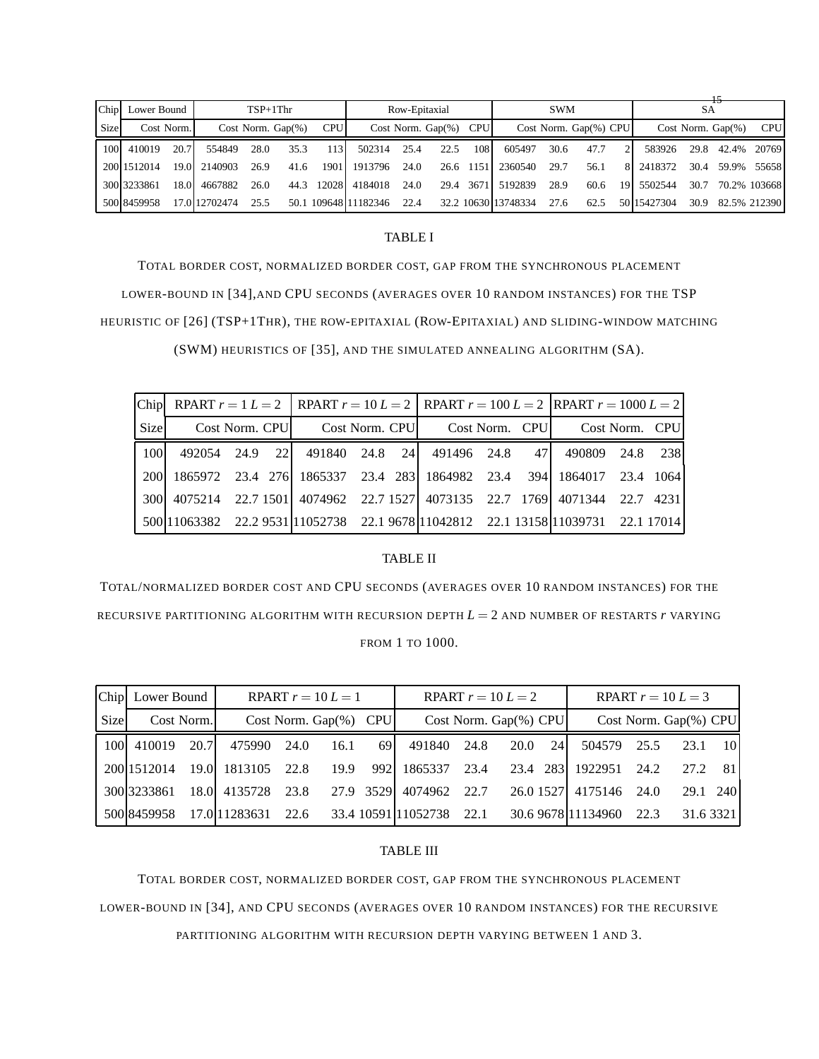| Chip | Lower Bound | | TSP+1Thr | | | | Row-Epitaxial | | | | SWM | | | | SA | | | |
|---|---|---|---|---|---|---|---|---|---|---|---|---|---|---|---|---|---|---|
| Size | Cost | Norm. | Cost | Norm. | Gap(%) | CPU | Cost | Norm. | Gap(%) | CPU | Cost | Norm. | Gap(%) | CPU | Cost | Norm. | Gap(%) | CPU |
| 100 | 410019 | 20.7 | 554849 | 28.0 | 35.3 | 113 | 502314 | 25.4 | 22.5 | 108 | 605497 | 30.6 | 47.7 | 2 | 583926 | 29.8 | 42.4% | 20769 |
| 200 | 1512014 | 19.0 | 2140903 | 26.9 | 41.6 | 1901 | 1913796 | 24.0 | 26.6 | 1151 | 2360540 | 29.7 | 56.1 | 8 | 2418372 | 30.4 | 59.9% | 55658 |
| 300 | 3233861 | 18.0 | 4667882 | 26.0 | 44.3 | 12028 | 4184018 | 24.0 | 29.4 | 3671 | 5192839 | 28.9 | 60.6 | 19 | 5502544 | 30.7 | 70.2% | 103668 |
| 500 | 8459958 | 17.0 | 12702474 | 25.5 | 50.1 | 109648 | 11182346 | 22.4 | 32.2 | 10630 | 13748334 | 27.6 | 62.5 | 50 | 15427304 | 30.9 | 82.5% | 212390 |

TABLE I

TOTAL BORDER COST, NORMALIZED BORDER COST, GAP FROM THE SYNCHRONOUS PLACEMENT LOWER-BOUND IN [34], AND CPU SECONDS (AVERAGES OVER 10 RANDOM INSTANCES) FOR THE TSP HEURISTIC OF [26] (TSP+1THR), THE ROW-EPITAXIAL (ROW-EPITAXIAL) AND SLIDING-WINDOW MATCHING (SWM) HEURISTICS OF [35], AND THE SIMULATED ANNEALING ALGORITHM (SA).

| Chip | RPART $r=1$ $L=2$ | | | RPART $r=10$ $L=2$ | | | RPART $r=100$ $L=2$ | | | RPART $r=1000$ $L=2$ | | |
|---|---|---|---|---|---|---|---|---|---|---|---|---|
| Size | Cost | Norm. | CPU | Cost | Norm. | CPU | Cost | Norm. | CPU | Cost | Norm. | CPU |
| 100 | 492054 | 24.9 | 22 | 491840 | 24.8 | 24 | 491496 | 24.8 | 47 | 490809 | 24.8 | 238 |
| 200 | 1865972 | 23.4 | 276 | 1865337 | 23.4 | 283 | 1864982 | 23.4 | 394 | 1864017 | 23.4 | 1064 |
| 300 | 4075214 | 22.7 | 1501 | 4074962 | 22.7 | 1527 | 4073135 | 22.7 | 1769 | 4071344 | 22.7 | 4231 |
| 500 | 11063382 | 22.2 | 9531 | 11052738 | 22.1 | 9678 | 11042812 | 22.1 | 13158 | 11039731 | 22.1 | 17014 |

TABLE II

TOTAL/NORMALIZED BORDER COST AND CPU SECONDS (AVERAGES OVER 10 RANDOM INSTANCES) FOR THE RECURSIVE PARTITIONING ALGORITHM WITH RECURSION DEPTH $L=2$ AND NUMBER OF RESTARTS $r$ VARYING FROM 1 TO 1000.

| Chip | Lower Bound | | RPART $r=10$ $L=1$ | | | | RPART $r=10$ $L=2$ | | | | RPART $r=10$ $L=3$ | | | |
|---|---|---|---|---|---|---|---|---|---|---|---|---|---|---|
| Size | Cost | Norm. | Cost | Norm. | Gap(%) | CPU | Cost | Norm. | Gap(%) | CPU | Cost | Norm. | Gap(%) | CPU |
| 100 | 410019 | 20.7 | 475990 | 24.0 | 16.1 | 69 | 491840 | 24.8 | 20.0 | 24 | 504579 | 25.5 | 23.1 | 10 |
| 200 | 1512014 | 19.0 | 1813105 | 22.8 | 19.9 | 992 | 1865337 | 23.4 | 23.4 | 283 | 1922951 | 24.2 | 27.2 | 81 |
| 300 | 3233861 | 18.0 | 4135728 | 23.8 | 27.9 | 3529 | 4074962 | 22.7 | 26.0 | 1527 | 4175146 | 24.0 | 29.1 | 240 |
| 500 | 8459958 | 17.0 | 11283631 | 22.6 | 33.4 | 10591 | 11052738 | 22.1 | 30.6 | 9678 | 11134960 | 22.3 | 31.6 | 3321 |

TABLE III

TOTAL BORDER COST, NORMALIZED BORDER COST, GAP FROM THE SYNCHRONOUS PLACEMENT LOWER-BOUND IN [34], AND CPU SECONDS (AVERAGES OVER 10 RANDOM INSTANCES) FOR THE RECURSIVE PARTITIONING ALGORITHM WITH RECURSION DEPTH VARYING BETWEEN 1 AND 3.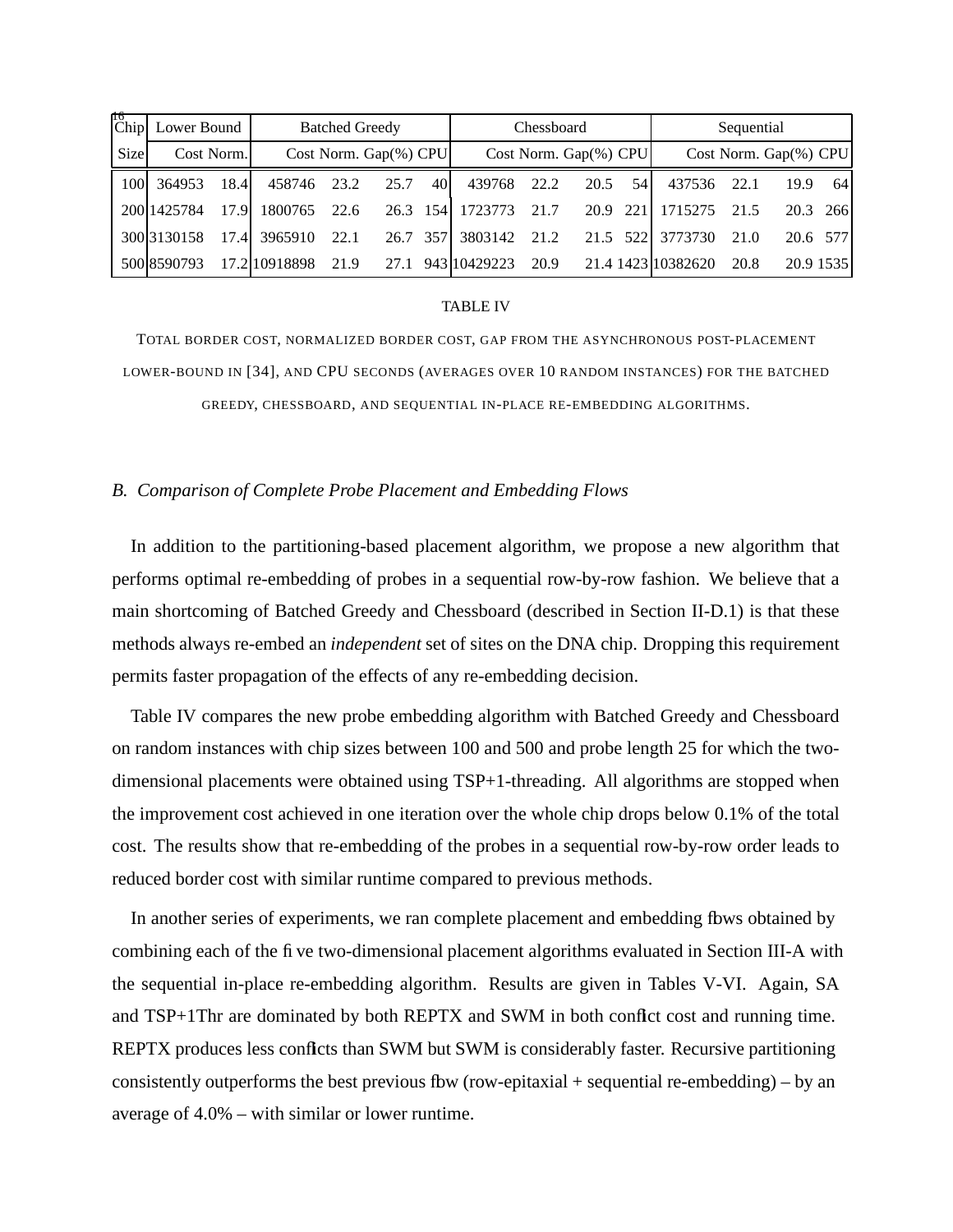| Chip | Lower Bound | | Batched Greedy | | | | Chessboard | | | | Sequential | | | |
|---|---|---|---|---|---|---|---|---|---|---|---|---|---|---|
| Size | Cost | Norm. | Cost | Norm. | Gap(%) | CPU | Cost | Norm. | Gap(%) | CPU | Cost | Norm. | Gap(%) | CPU |
| 100 | 364953 | 18.4 | 458746 | 23.2 | 25.7 | 40 | 439768 | 22.2 | 20.5 | 54 | 437536 | 22.1 | 19.9 | 64 |
| 200 | 1425784 | 17.9 | 1800765 | 22.6 | 26.3 | 154 | 1723773 | 21.7 | 20.9 | 221 | 1715275 | 21.5 | 20.3 | 266 |
| 300 | 3130158 | 17.4 | 3965910 | 22.1 | 26.7 | 357 | 3803142 | 21.2 | 21.5 | 522 | 3773730 | 21.0 | 20.6 | 577 |
| 500 | 8590793 | 17.2 | 10918898 | 21.9 | 27.1 | 943 | 10429223 | 20.9 | 21.4 | 1423 | 10382620 | 20.8 | 20.9 | 1535 |

TABLE IV

TOTAL BORDER COST, NORMALIZED BORDER COST, GAP FROM THE ASYNCHRONOUS POST-PLACEMENT LOWER-BOUND IN [34], AND CPU SECONDS (AVERAGES OVER 10 RANDOM INSTANCES) FOR THE BATCHED GREEDY, CHESSBOARD, AND SEQUENTIAL IN-PLACE RE-EMBEDDING ALGORITHMS.

### *B. Comparison of Complete Probe Placement and Embedding Flows*

In addition to the partitioning-based placement algorithm, we propose a new algorithm that performs optimal re-embedding of probes in a sequential row-by-row fashion. We believe that a main shortcoming of Batched Greedy and Chessboard (described in Section II-D.1) is that these methods always re-embed an *independent* set of sites on the DNA chip. Dropping this requirement permits faster propagation of the effects of any re-embedding decision.

Table IV compares the new probe embedding algorithm with Batched Greedy and Chessboard on random instances with chip sizes between 100 and 500 and probe length 25 for which the two-dimensional placements were obtained using TSP+1-threading. All algorithms are stopped when the improvement cost achieved in one iteration over the whole chip drops below 0.1% of the total cost. The results show that re-embedding of the probes in a sequential row-by-row order leads to reduced border cost with similar runtime compared to previous methods.

In another series of experiments, we ran complete placement and embedding flows obtained by combining each of the five two-dimensional placement algorithms evaluated in Section III-A with the sequential in-place re-embedding algorithm. Results are given in Tables V-VI. Again, SA and TSP+1Thr are dominated by both REPTX and SWM in both conflict cost and running time. REPTX produces less conflicts than SWM but SWM is considerably faster. Recursive partitioning consistently outperforms the best previous flow (row-epitaxial + sequential re-embedding) – by an average of 4.0% – with similar or lower runtime.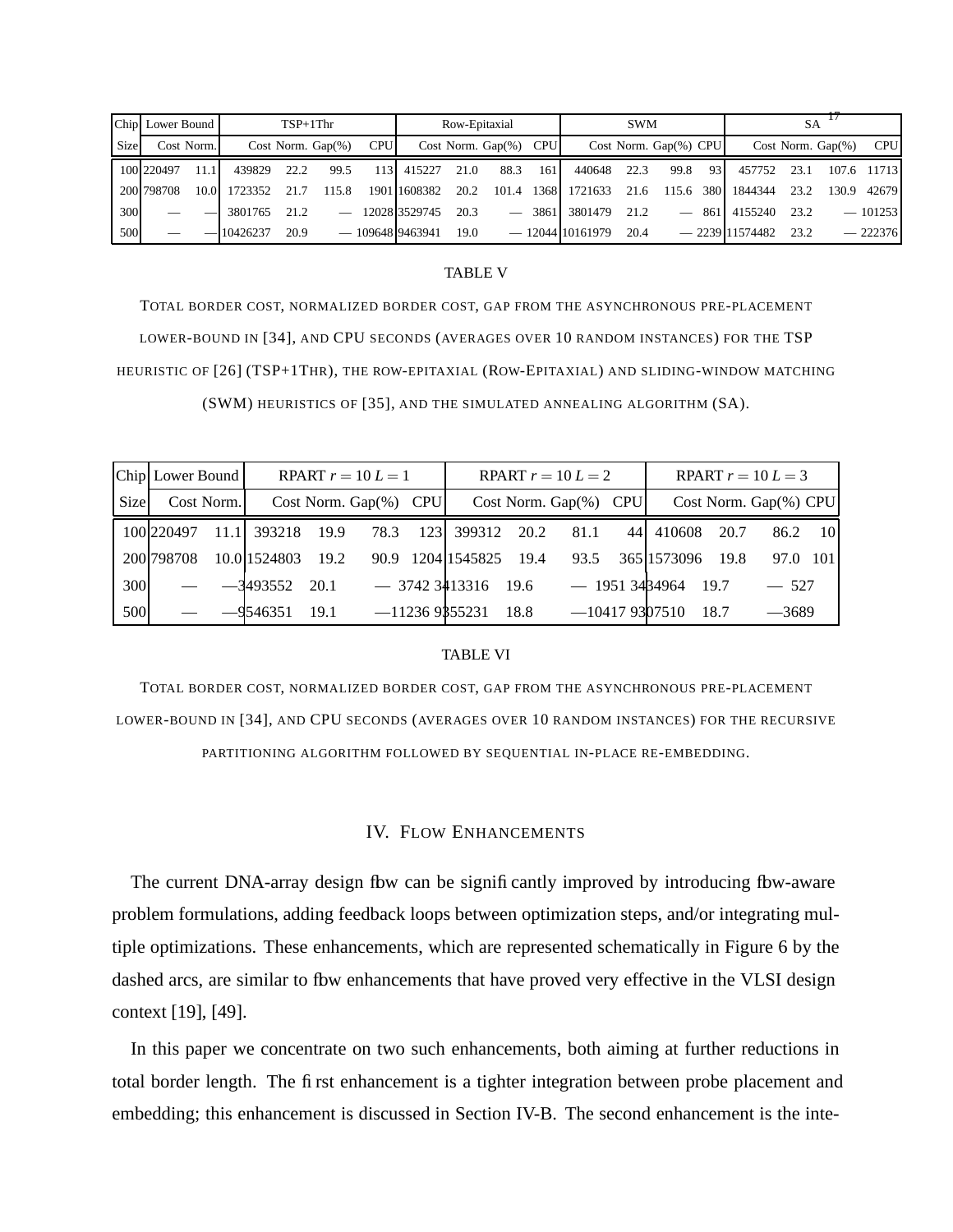| Chip | Lower Bound | | TSP+1Thr | | | | Row-Epitaxial | | | | SWM | | | | SA | | | |
|---|---|---|---|---|---|---|---|---|---|---|---|---|---|---|---|---|---|---|
| Size | Cost | Norm. | Cost | Norm. | Gap(%) | CPU | Cost | Norm. | Gap(%) | CPU | Cost | Norm. | Gap(%) | CPU | Cost | Norm. | Gap(%) | CPU |
| 100 | 220497 | 11.1 | 439829 | 22.2 | 99.5 | 113 | 415227 | 21.0 | 88.3 | 161 | 440648 | 22.3 | 99.8 | 93 | 457752 | 23.1 | 107.6 | 11713 |
| 200 | 798708 | 10.0 | 1723352 | 21.7 | 115.8 | 1901 | 1608382 | 20.2 | 101.4 | 1368 | 1721633 | 21.6 | 115.6 | 380 | 1844344 | 23.2 | 130.9 | 42679 |
| 300 | — | — | 3801765 | 21.2 | — | 12028 | 3529745 | 20.3 | — | 3861 | 3801479 | 21.2 | — | 861 | 4155240 | 23.2 | — | 101253 |
| 500 | — | — | 10426237 | 20.9 | — | 109648 | 9463941 | 19.0 | — | 12044 | 10161979 | 20.4 | — | 2239 | 11574482 | 23.2 | — | 222376 |

TABLE V

TOTAL BORDER COST, NORMALIZED BORDER COST, GAP FROM THE ASYNCHRONOUS PRE-PLACEMENT LOWER-BOUND IN [34], AND CPU SECONDS (AVERAGES OVER 10 RANDOM INSTANCES) FOR THE TSP HEURISTIC OF [26] (TSP+1THR), THE ROW-EPITAXIAL (ROW-EPITAXIAL) AND SLIDING-WINDOW MATCHING (SWM) HEURISTICS OF [35], AND THE SIMULATED ANNEALING ALGORITHM (SA).

| Chip | Lower Bound | | RPART $r = 10$ $L = 1$ | | | | RPART $r = 10$ $L = 2$ | | | | RPART $r = 10$ $L = 3$ | | | |
|---|---|---|---|---|---|---|---|---|---|---|---|---|---|---|
| Size | Cost | Norm. | Cost | Norm. | Gap(%) | CPU | Cost | Norm. | Gap(%) | CPU | Cost | Norm. | Gap(%) | CPU |
| 100 | 220497 | 11.1 | 393218 | 19.9 | 78.3 | 123 | 399312 | 20.2 | 81.1 | 44 | 410608 | 20.7 | 86.2 | 10 |
| 200 | 798708 | 10.0 | 1524803 | 19.2 | 90.9 | 1204 | 1545825 | 19.4 | 93.5 | 365 | 1573096 | 19.8 | 97.0 | 101 |
| 300 | — | — | 3493552 | 20.1 | — | 3742 | 3413316 | 19.6 | — | 1951 | 3434964 | 19.7 | — | 527 |
| 500 | — | — | 9546351 | 19.1 | — | 11236 | 9355231 | 18.8 | — | 10417 | 9307510 | 18.7 | — | 3689 |

TABLE VI

TOTAL BORDER COST, NORMALIZED BORDER COST, GAP FROM THE ASYNCHRONOUS PRE-PLACEMENT LOWER-BOUND IN [34], AND CPU SECONDS (AVERAGES OVER 10 RANDOM INSTANCES) FOR THE RECURSIVE PARTITIONING ALGORITHM FOLLOWED BY SEQUENTIAL IN-PLACE RE-EMBEDDING.

## IV. Flow Enhancements

The current DNA-array design flow can be significantly improved by introducing flow-aware problem formulations, adding feedback loops between optimization steps, and/or integrating multiple optimizations. These enhancements, which are represented schematically in Figure 6 by the dashed arcs, are similar to flow enhancements that have proved very effective in the VLSI design context [19], [49].

In this paper we concentrate on two such enhancements, both aiming at further reductions in total border length. The first enhancement is a tighter integration between probe placement and embedding; this enhancement is discussed in Section IV-B. The second enhancement is the inte-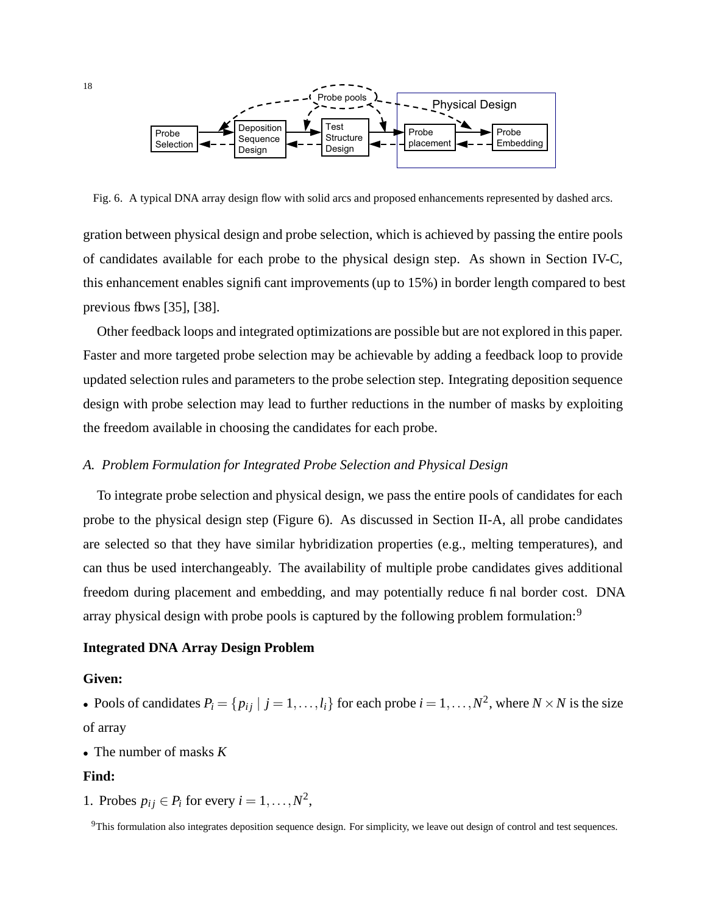Fig. 6. A typical DNA array design flow with solid arcs and proposed enhancements represented by dashed arcs.

gration between physical design and probe selection, which is achieved by passing the entire pools of candidates available for each probe to the physical design step. As shown in Section IV-C, this enhancement enables significant improvements (up to 15%) in border length compared to best previous flows [35], [38].

Other feedback loops and integrated optimizations are possible but are not explored in this paper. Faster and more targeted probe selection may be achievable by adding a feedback loop to provide updated selection rules and parameters to the probe selection step. Integrating deposition sequence design with probe selection may lead to further reductions in the number of masks by exploiting the freedom available in choosing the candidates for each probe.

### *A. Problem Formulation for Integrated Probe Selection and Physical Design*

To integrate probe selection and physical design, we pass the entire pools of candidates for each probe to the physical design step (Figure 6). As discussed in Section II-A, all probe candidates are selected so that they have similar hybridization properties (e.g., melting temperatures), and can thus be used interchangeably. The availability of multiple probe candidates gives additional freedom during placement and embedding, and may potentially reduce final border cost. DNA array physical design with probe pools is captured by the following problem formulation:[9]

**Integrated DNA Array Design Problem**

**Given:**

- Pools of candidates $P_i = \{p_{ij} \mid j = 1, \ldots, l_i\}$ for each probe $i = 1, \ldots, N^2$, where $N \times N$ is the size of array
- The number of masks $K$

**Find:**

1. Probes $p_{ij} \in P_i$ for every $i = 1, \ldots, N^2$,

[9] This formulation also integrates deposition sequence design. For simplicity, we leave out design of control and test sequences.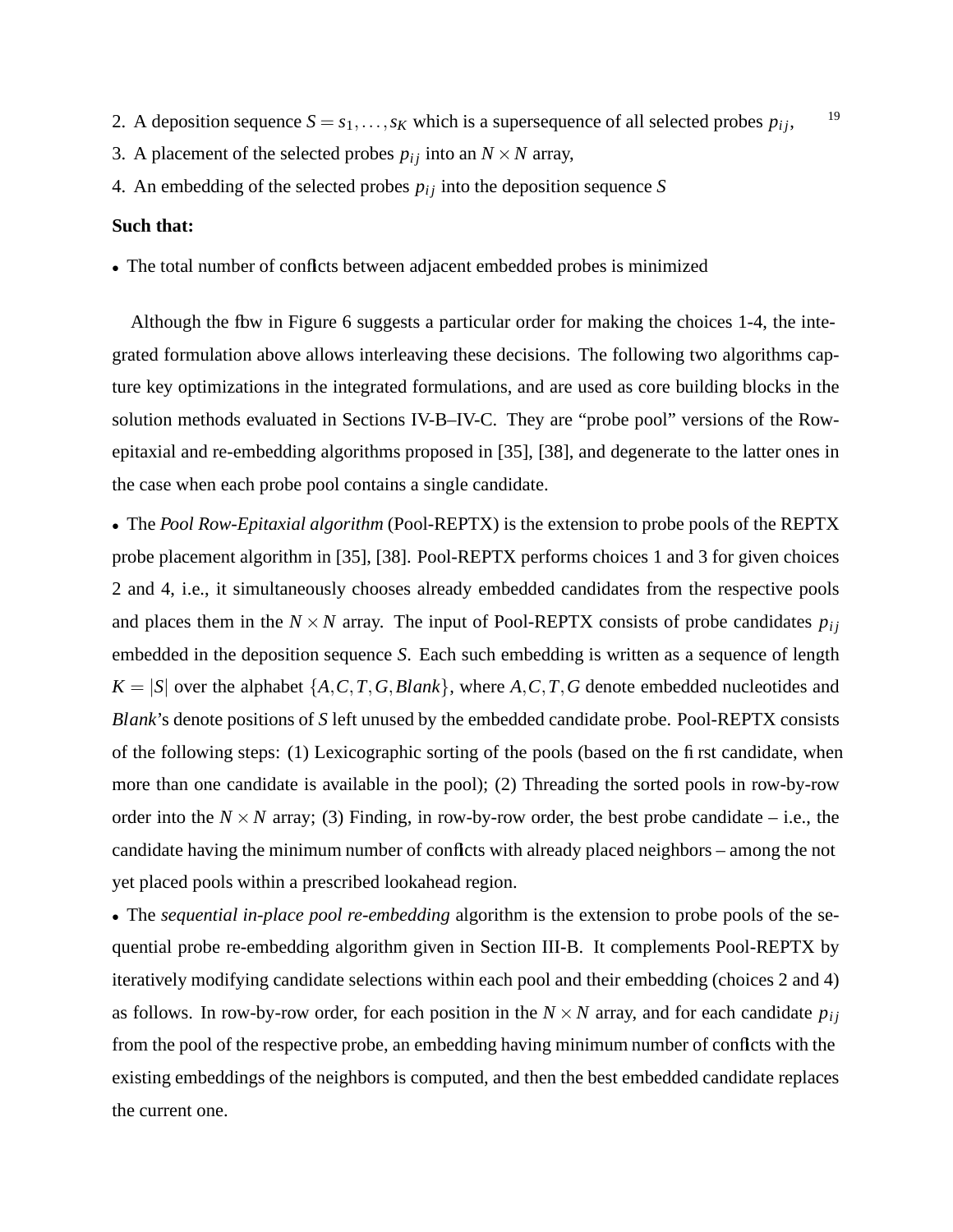2. A deposition sequence $S = s_1, \ldots, s_K$ which is a supersequence of all selected probes $p_{ij}$,
3. A placement of the selected probes $p_{ij}$ into an $N \times N$ array,
4. An embedding of the selected probes $p_{ij}$ into the deposition sequence $S$

**Such that:**

- The total number of conflicts between adjacent embedded probes is minimized

Although the flow in Figure 6 suggests a particular order for making the choices 1-4, the integrated formulation above allows interleaving these decisions. The following two algorithms capture key optimizations in the integrated formulations, and are used as core building blocks in the solution methods evaluated in Sections IV-B–IV-C. They are "probe pool" versions of the Row-epitaxial and re-embedding algorithms proposed in [35], [38], and degenerate to the latter ones in the case when each probe pool contains a single candidate.

- The *Pool Row-Epitaxial algorithm* (Pool-REPTX) is the extension to probe pools of the REPTX probe placement algorithm in [35], [38]. Pool-REPTX performs choices 1 and 3 for given choices 2 and 4, i.e., it simultaneously chooses already embedded candidates from the respective pools and places them in the $N \times N$ array. The input of Pool-REPTX consists of probe candidates $p_{ij}$ embedded in the deposition sequence $S$. Each such embedding is written as a sequence of length $K = |S|$ over the alphabet $\{A, C, T, G, Blank\}$, where $A, C, T, G$ denote embedded nucleotides and $Blank$'s denote positions of $S$ left unused by the embedded candidate probe. Pool-REPTX consists of the following steps: (1) Lexicographic sorting of the pools (based on the first candidate, when more than one candidate is available in the pool); (2) Threading the sorted pools in row-by-row order into the $N \times N$ array; (3) Finding, in row-by-row order, the best probe candidate – i.e., the candidate having the minimum number of conflicts with already placed neighbors – among the not yet placed pools within a prescribed lookahead region.
- The *sequential in-place pool re-embedding* algorithm is the extension to probe pools of the sequential probe re-embedding algorithm given in Section III-B. It complements Pool-REPTX by iteratively modifying candidate selections within each pool and their embedding (choices 2 and 4) as follows. In row-by-row order, for each position in the $N \times N$ array, and for each candidate $p_{ij}$ from the pool of the respective probe, an embedding having minimum number of conflicts with the existing embeddings of the neighbors is computed, and then the best embedded candidate replaces the current one.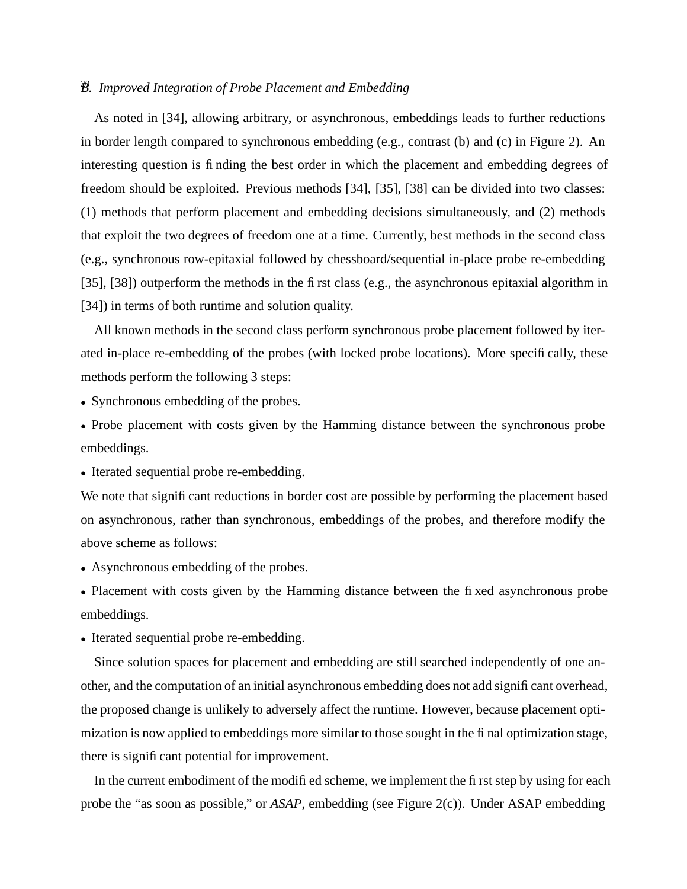### B. Improved Integration of Probe Placement and Embedding

As noted in [34], allowing arbitrary, or asynchronous, embeddings leads to further reductions in border length compared to synchronous embedding (e.g., contrast (b) and (c) in Figure 2). An interesting question is finding the best order in which the placement and embedding degrees of freedom should be exploited. Previous methods [34], [35], [38] can be divided into two classes: (1) methods that perform placement and embedding decisions simultaneously, and (2) methods that exploit the two degrees of freedom one at a time. Currently, best methods in the second class (e.g., synchronous row-epitaxial followed by chessboard/sequential in-place probe re-embedding [35], [38]) outperform the methods in the first class (e.g., the asynchronous epitaxial algorithm in [34]) in terms of both runtime and solution quality.

All known methods in the second class perform synchronous probe placement followed by iterated in-place re-embedding of the probes (with locked probe locations). More specifically, these methods perform the following 3 steps:

- Synchronous embedding of the probes.
- Probe placement with costs given by the Hamming distance between the synchronous probe embeddings.
- Iterated sequential probe re-embedding.

We note that significant reductions in border cost are possible by performing the placement based on asynchronous, rather than synchronous, embeddings of the probes, and therefore modify the above scheme as follows:

- Asynchronous embedding of the probes.
- Placement with costs given by the Hamming distance between the fixed asynchronous probe embeddings.
- Iterated sequential probe re-embedding.

Since solution spaces for placement and embedding are still searched independently of one another, and the computation of an initial asynchronous embedding does not add significant overhead, the proposed change is unlikely to adversely affect the runtime. However, because placement optimization is now applied to embeddings more similar to those sought in the final optimization stage, there is significant potential for improvement.

In the current embodiment of the modified scheme, we implement the first step by using for each probe the "as soon as possible," or *ASAP*, embedding (see Figure 2(c)). Under ASAP embedding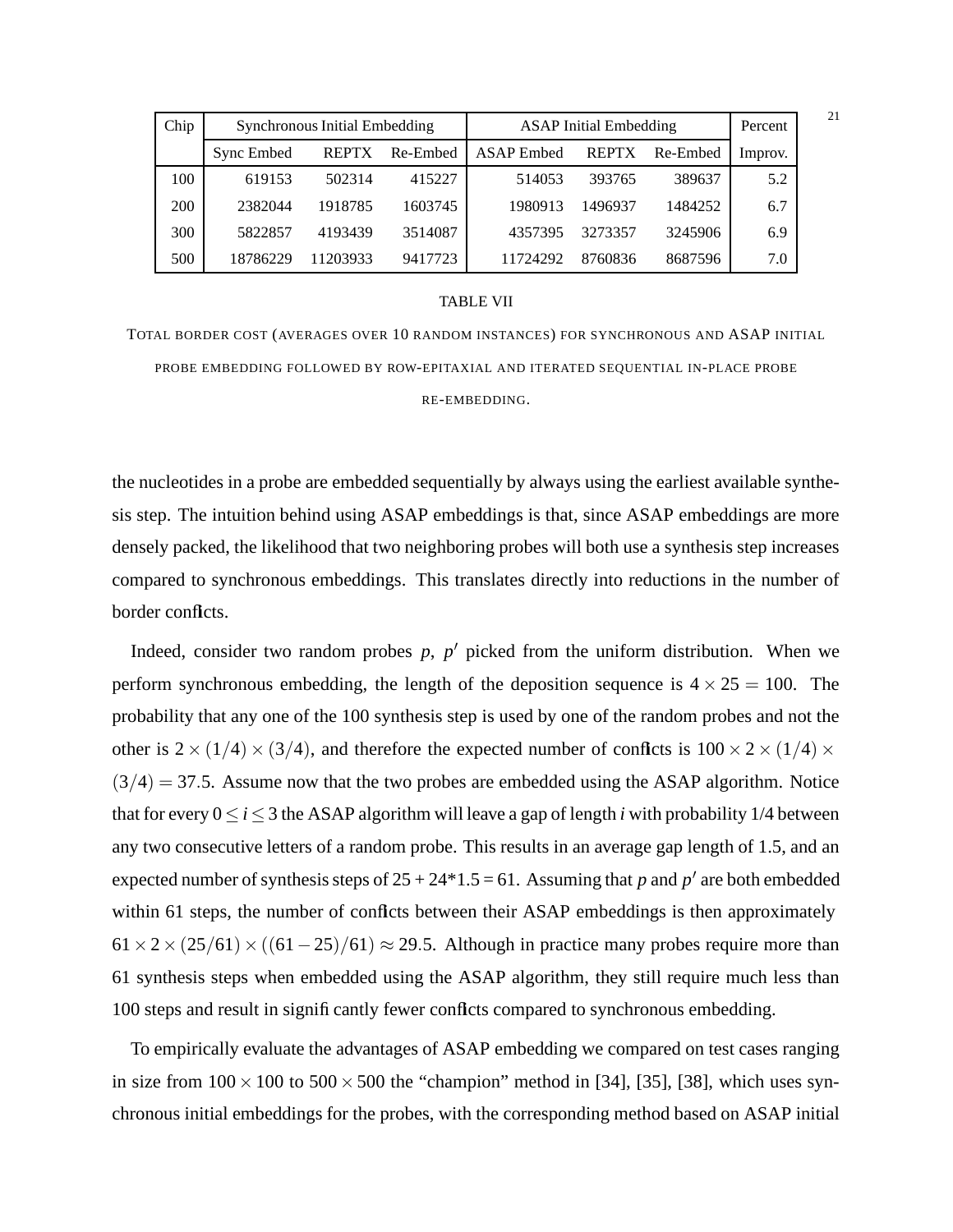| Chip | Synchronous Initial Embedding | | | ASAP Initial Embedding | | | Percent |
|---|---|---|---|---|---|---|---|
| | Sync Embed | REPTX | Re-Embed | ASAP Embed | REPTX | Re-Embed | Improv. |
| 100 | 619153 | 502314 | 415227 | 514053 | 393765 | 389637 | 5.2 |
| 200 | 2382044 | 1918785 | 1603745 | 1980913 | 1496937 | 1484252 | 6.7 |
| 300 | 5822857 | 4193439 | 3514087 | 4357395 | 3273357 | 3245906 | 6.9 |
| 500 | 18786229 | 11203933 | 9417723 | 11724292 | 8760836 | 8687596 | 7.0 |

TABLE VII

TOTAL BORDER COST (AVERAGES OVER 10 RANDOM INSTANCES) FOR SYNCHRONOUS AND ASAP INITIAL PROBE EMBEDDING FOLLOWED BY ROW-EPITAXIAL AND ITERATED SEQUENTIAL IN-PLACE PROBE RE-EMBEDDING.

the nucleotides in a probe are embedded sequentially by always using the earliest available synthesis step. The intuition behind using ASAP embeddings is that, since ASAP embeddings are more densely packed, the likelihood that two neighboring probes will both use a synthesis step increases compared to synchronous embeddings. This translates directly into reductions in the number of border conflicts.

Indeed, consider two random probes $p$, $p'$ picked from the uniform distribution. When we perform synchronous embedding, the length of the deposition sequence is $4 \times 25 = 100$. The probability that any one of the 100 synthesis step is used by one of the random probes and not the other is $2 \times (1/4) \times (3/4)$, and therefore the expected number of conflicts is $100 \times 2 \times (1/4) \times (3/4) = 37.5$. Assume now that the two probes are embedded using the ASAP algorithm. Notice that for every $0 \leq i \leq 3$ the ASAP algorithm will leave a gap of length $i$ with probability 1/4 between any two consecutive letters of a random probe. This results in an average gap length of 1.5, and an expected number of synthesis steps of $25 + 24*1.5 = 61$. Assuming that $p$ and $p'$ are both embedded within 61 steps, the number of conflicts between their ASAP embeddings is then approximately $61 \times 2 \times (25/61) \times ((61-25)/61) \approx 29.5$. Although in practice many probes require more than 61 synthesis steps when embedded using the ASAP algorithm, they still require much less than 100 steps and result in significantly fewer conflicts compared to synchronous embedding.

To empirically evaluate the advantages of ASAP embedding we compared on test cases ranging in size from $100 \times 100$ to $500 \times 500$ the "champion" method in [34], [35], [38], which uses synchronous initial embeddings for the probes, with the corresponding method based on ASAP initial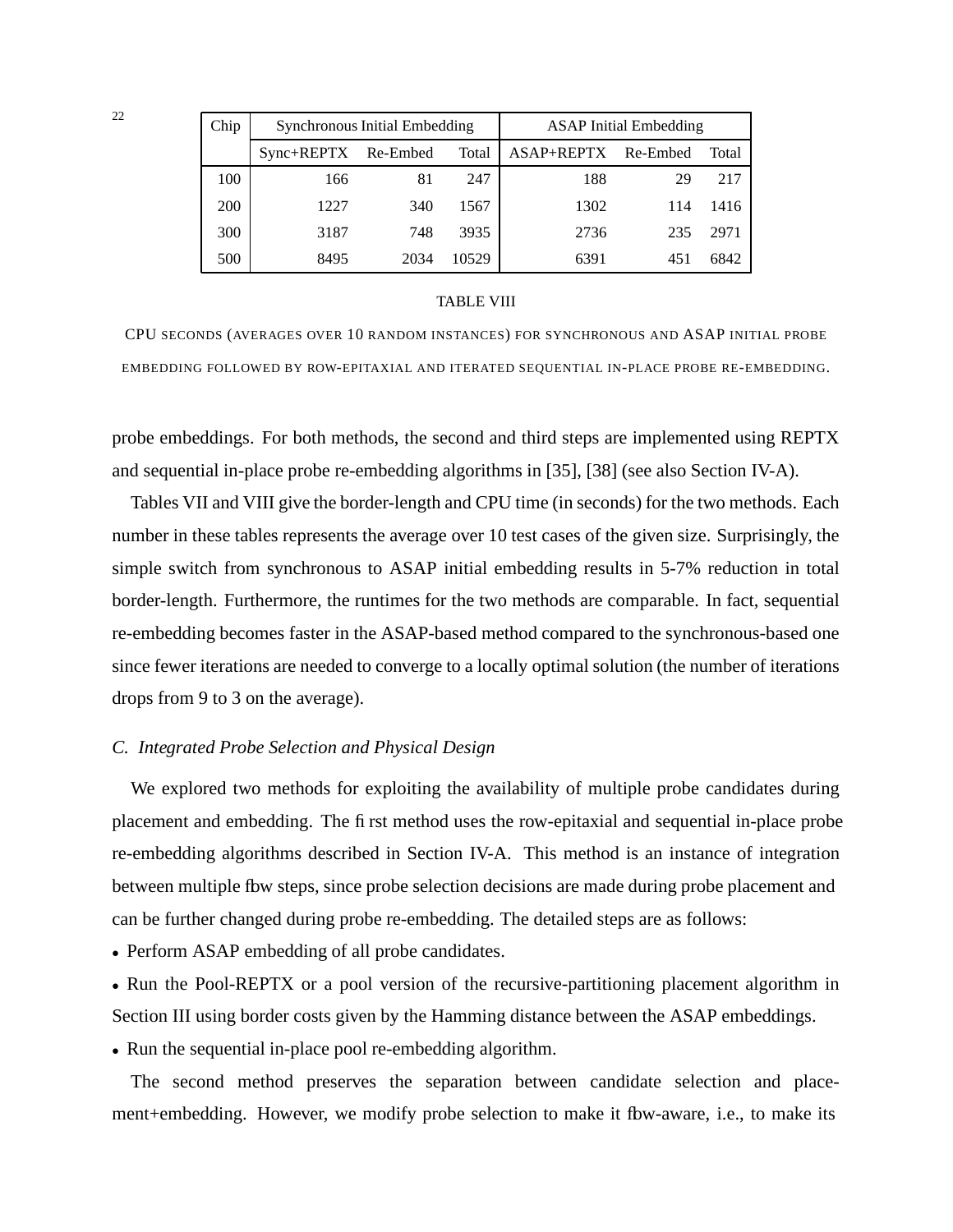| Chip | Synchronous Initial Embedding | | | ASAP Initial Embedding | | |
|---|---|---|---|---|---|---|
| | Sync+REPTX | Re-Embed | Total | ASAP+REPTX | Re-Embed | Total |
| 100 | 166 | 81 | 247 | 188 | 29 | 217 |
| 200 | 1227 | 340 | 1567 | 1302 | 114 | 1416 |
| 300 | 3187 | 748 | 3935 | 2736 | 235 | 2971 |
| 500 | 8495 | 2034 | 10529 | 6391 | 451 | 6842 |

TABLE VIII

CPU SECONDS (AVERAGES OVER 10 RANDOM INSTANCES) FOR SYNCHRONOUS AND ASAP INITIAL PROBE EMBEDDING FOLLOWED BY ROW-EPITAXIAL AND ITERATED SEQUENTIAL IN-PLACE PROBE RE-EMBEDDING.

probe embeddings. For both methods, the second and third steps are implemented using REPTX and sequential in-place probe re-embedding algorithms in [35], [38] (see also Section IV-A).

Tables VII and VIII give the border-length and CPU time (in seconds) for the two methods. Each number in these tables represents the average over 10 test cases of the given size. Surprisingly, the simple switch from synchronous to ASAP initial embedding results in 5-7% reduction in total border-length. Furthermore, the runtimes for the two methods are comparable. In fact, sequential re-embedding becomes faster in the ASAP-based method compared to the synchronous-based one since fewer iterations are needed to converge to a locally optimal solution (the number of iterations drops from 9 to 3 on the average).

### C. Integrated Probe Selection and Physical Design

We explored two methods for exploiting the availability of multiple probe candidates during placement and embedding. The first method uses the row-epitaxial and sequential in-place probe re-embedding algorithms described in Section IV-A. This method is an instance of integration between multiple flow steps, since probe selection decisions are made during probe placement and can be further changed during probe re-embedding. The detailed steps are as follows:

- Perform ASAP embedding of all probe candidates.
- Run the Pool-REPTX or a pool version of the recursive-partitioning placement algorithm in Section III using border costs given by the Hamming distance between the ASAP embeddings.
- Run the sequential in-place pool re-embedding algorithm.

The second method preserves the separation between candidate selection and placement+embedding. However, we modify probe selection to make it flow-aware, i.e., to make its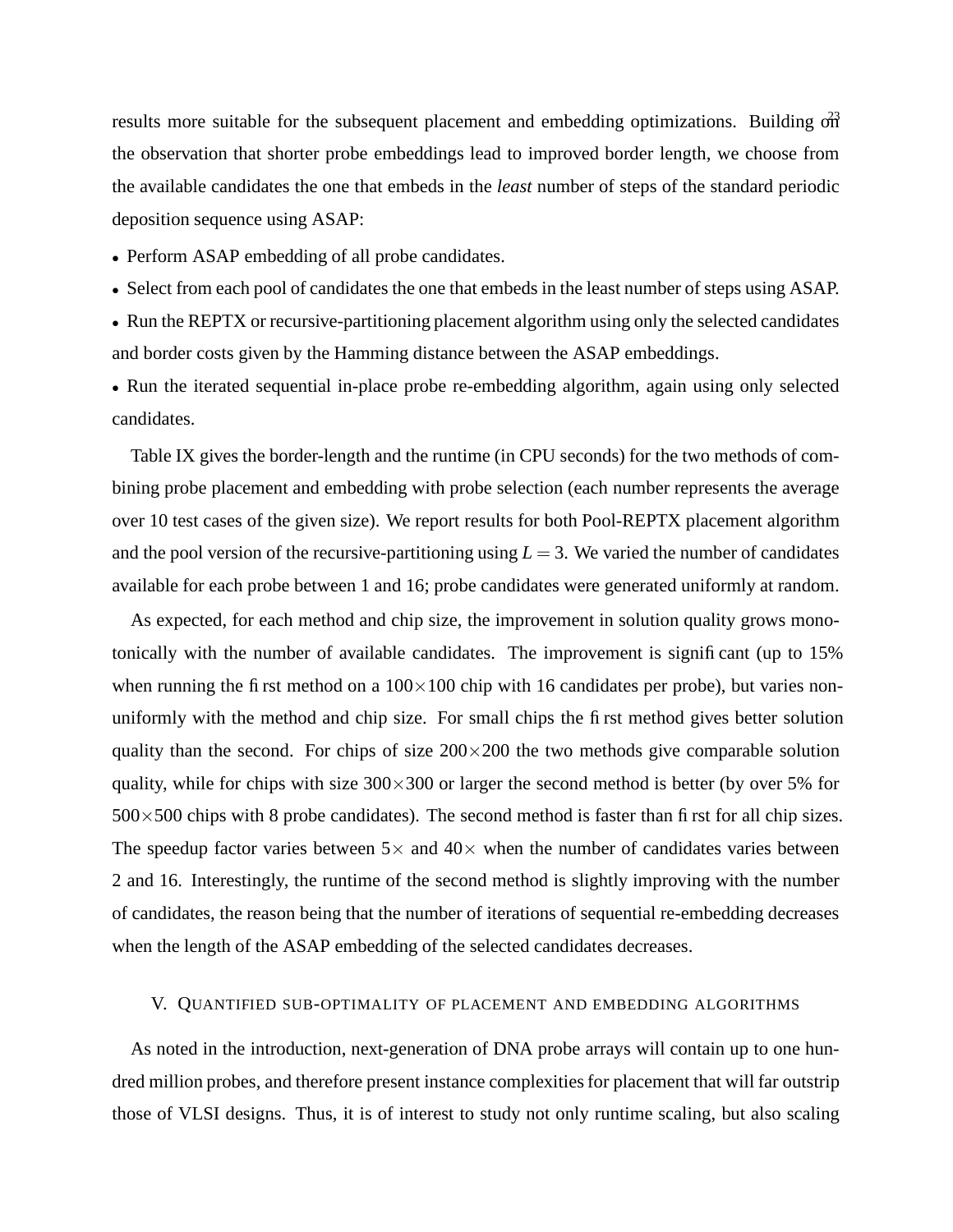results more suitable for the subsequent placement and embedding optimizations. Building on the observation that shorter probe embeddings lead to improved border length, we choose from the available candidates the one that embeds in the *least* number of steps of the standard periodic deposition sequence using ASAP:

- Perform ASAP embedding of all probe candidates.
- Select from each pool of candidates the one that embeds in the least number of steps using ASAP.
- Run the REPTX or recursive-partitioning placement algorithm using only the selected candidates and border costs given by the Hamming distance between the ASAP embeddings.
- Run the iterated sequential in-place probe re-embedding algorithm, again using only selected candidates.

Table IX gives the border-length and the runtime (in CPU seconds) for the two methods of combining probe placement and embedding with probe selection (each number represents the average over 10 test cases of the given size). We report results for both Pool-REPTX placement algorithm and the pool version of the recursive-partitioning using $L = 3$. We varied the number of candidates available for each probe between 1 and 16; probe candidates were generated uniformly at random.

As expected, for each method and chip size, the improvement in solution quality grows monotonically with the number of available candidates. The improvement is significant (up to 15% when running the first method on a $100\times100$ chip with 16 candidates per probe), but varies non-uniformly with the method and chip size. For small chips the first method gives better solution quality than the second. For chips of size $200\times200$ the two methods give comparable solution quality, while for chips with size $300\times300$ or larger the second method is better (by over 5% for $500\times500$ chips with 8 probe candidates). The second method is faster than first for all chip sizes. The speedup factor varies between $5\times$ and $40\times$ when the number of candidates varies between 2 and 16. Interestingly, the runtime of the second method is slightly improving with the number of candidates, the reason being that the number of iterations of sequential re-embedding decreases when the length of the ASAP embedding of the selected candidates decreases.

## V. Quantified sub-optimality of placement and embedding algorithms

As noted in the introduction, next-generation of DNA probe arrays will contain up to one hundred million probes, and therefore present instance complexities for placement that will far outstrip those of VLSI designs. Thus, it is of interest to study not only runtime scaling, but also scaling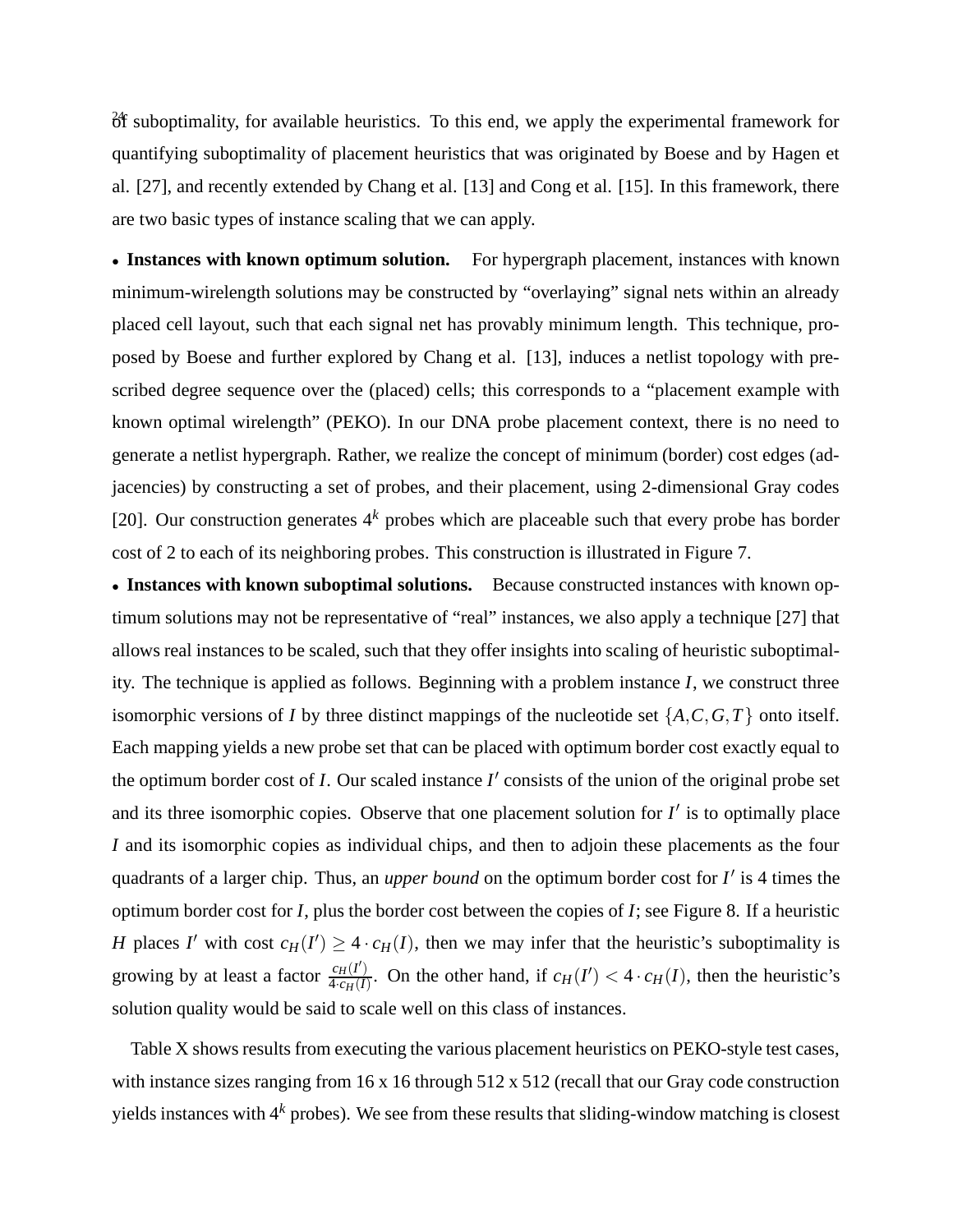of suboptimality, for available heuristics. To this end, we apply the experimental framework for quantifying suboptimality of placement heuristics that was originated by Boese and by Hagen et al. [27], and recently extended by Chang et al. [13] and Cong et al. [15]. In this framework, there are two basic types of instance scaling that we can apply.

- **Instances with known optimum solution.** For hypergraph placement, instances with known minimum-wirelength solutions may be constructed by "overlaying" signal nets within an already placed cell layout, such that each signal net has provably minimum length. This technique, proposed by Boese and further explored by Chang et al. [13], induces a netlist topology with prescribed degree sequence over the (placed) cells; this corresponds to a "placement example with known optimal wirelength" (PEKO). In our DNA probe placement context, there is no need to generate a netlist hypergraph. Rather, we realize the concept of minimum (border) cost edges (adjacencies) by constructing a set of probes, and their placement, using 2-dimensional Gray codes [20]. Our construction generates $4^k$ probes which are placeable such that every probe has border cost of 2 to each of its neighboring probes. This construction is illustrated in Figure 7.
- **Instances with known suboptimal solutions.** Because constructed instances with known optimum solutions may not be representative of "real" instances, we also apply a technique [27] that allows real instances to be scaled, such that they offer insights into scaling of heuristic suboptimality. The technique is applied as follows. Beginning with a problem instance $I$, we construct three isomorphic versions of $I$ by three distinct mappings of the nucleotide set $\{A, C, G, T\}$ onto itself. Each mapping yields a new probe set that can be placed with optimum border cost exactly equal to the optimum border cost of $I$. Our scaled instance $I'$ consists of the union of the original probe set and its three isomorphic copies. Observe that one placement solution for $I'$ is to optimally place $I$ and its isomorphic copies as individual chips, and then to adjoin these placements as the four quadrants of a larger chip. Thus, an *upper bound* on the optimum border cost for $I'$ is 4 times the optimum border cost for $I$, plus the border cost between the copies of $I$; see Figure 8. If a heuristic $H$ places $I'$ with cost $c_H(I') \geq 4 \cdot c_H(I)$, then we may infer that the heuristic's suboptimality is growing by at least a factor $\frac{c_H(I')}{4 \cdot c_H(I)}$. On the other hand, if $c_H(I') < 4 \cdot c_H(I)$, then the heuristic's solution quality would be said to scale well on this class of instances.

Table X shows results from executing the various placement heuristics on PEKO-style test cases, with instance sizes ranging from 16 x 16 through 512 x 512 (recall that our Gray code construction yields instances with $4^k$ probes). We see from these results that sliding-window matching is closest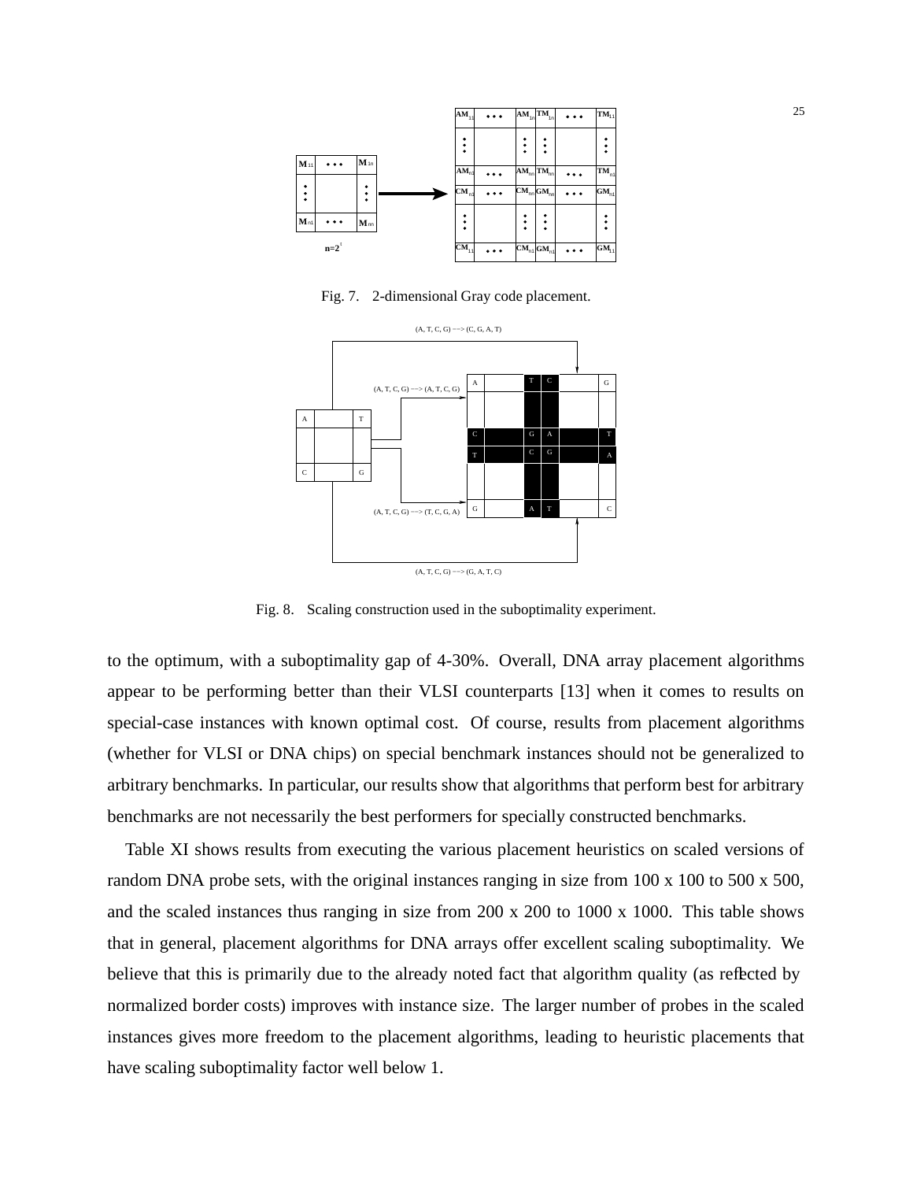Fig. 7. 2-dimensional Gray code placement.

Fig. 8. Scaling construction used in the suboptimality experiment.

to the optimum, with a suboptimality gap of 4-30%. Overall, DNA array placement algorithms appear to be performing better than their VLSI counterparts [13] when it comes to results on special-case instances with known optimal cost. Of course, results from placement algorithms (whether for VLSI or DNA chips) on special benchmark instances should not be generalized to arbitrary benchmarks. In particular, our results show that algorithms that perform best for arbitrary benchmarks are not necessarily the best performers for specially constructed benchmarks.

Table XI shows results from executing the various placement heuristics on scaled versions of random DNA probe sets, with the original instances ranging in size from 100 x 100 to 500 x 500, and the scaled instances thus ranging in size from 200 x 200 to 1000 x 1000. This table shows that in general, placement algorithms for DNA arrays offer excellent scaling suboptimality. We believe that this is primarily due to the already noted fact that algorithm quality (as reflected by normalized border costs) improves with instance size. The larger number of probes in the scaled instances gives more freedom to the placement algorithms, leading to heuristic placements that have scaling suboptimality factor well below 1.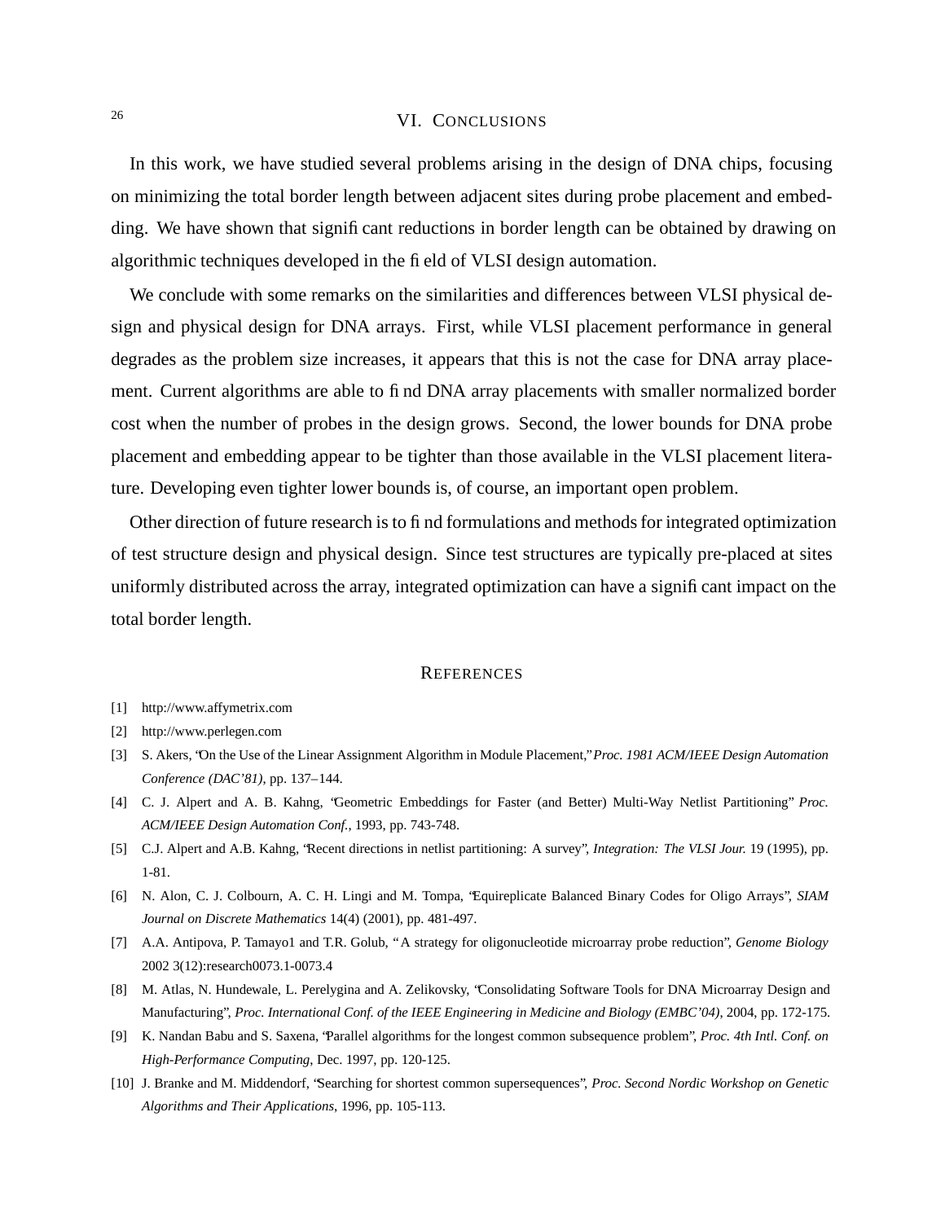## VI. Conclusions

In this work, we have studied several problems arising in the design of DNA chips, focusing on minimizing the total border length between adjacent sites during probe placement and embedding. We have shown that significant reductions in border length can be obtained by drawing on algorithmic techniques developed in the field of VLSI design automation.

We conclude with some remarks on the similarities and differences between VLSI physical design and physical design for DNA arrays. First, while VLSI placement performance in general degrades as the problem size increases, it appears that this is not the case for DNA array placement. Current algorithms are able to find DNA array placements with smaller normalized border cost when the number of probes in the design grows. Second, the lower bounds for DNA probe placement and embedding appear to be tighter than those available in the VLSI placement literature. Developing even tighter lower bounds is, of course, an important open problem.

Other direction of future research is to find formulations and methods for integrated optimization of test structure design and physical design. Since test structures are typically pre-placed at sites uniformly distributed across the array, integrated optimization can have a significant impact on the total border length.

## References

[1] http://www.affymetrix.com

[2] http://www.perlegen.com

[3] S. Akers, "On the Use of the Linear Assignment Algorithm in Module Placement," *Proc. 1981 ACM/IEEE Design Automation Conference (DAC'81)*, pp. 137–144.

[4] C. J. Alpert and A. B. Kahng, "Geometric Embeddings for Faster (and Better) Multi-Way Netlist Partitioning" *Proc. ACM/IEEE Design Automation Conf.*, 1993, pp. 743-748.

[5] C.J. Alpert and A.B. Kahng, "Recent directions in netlist partitioning: A survey", *Integration: The VLSI Jour.* 19 (1995), pp. 1-81.

[6] N. Alon, C. J. Colbourn, A. C. H. Lingi and M. Tompa, "Equireplicate Balanced Binary Codes for Oligo Arrays", *SIAM Journal on Discrete Mathematics* 14(4) (2001), pp. 481-497.

[7] A.A. Antipova, P. Tamayo1 and T.R. Golub, " A strategy for oligonucleotide microarray probe reduction", *Genome Biology* 2002 3(12):research0073.1-0073.4

[8] M. Atlas, N. Hundewale, L. Perelygina and A. Zelikovsky, "Consolidating Software Tools for DNA Microarray Design and Manufacturing", *Proc. International Conf. of the IEEE Engineering in Medicine and Biology (EMBC'04)*, 2004, pp. 172-175.

[9] K. Nandan Babu and S. Saxena, "Parallel algorithms for the longest common subsequence problem", *Proc. 4th Intl. Conf. on High-Performance Computing*, Dec. 1997, pp. 120-125.

[10] J. Branke and M. Middendorf, "Searching for shortest common supersequences", *Proc. Second Nordic Workshop on Genetic Algorithms and Their Applications*, 1996, pp. 105-113.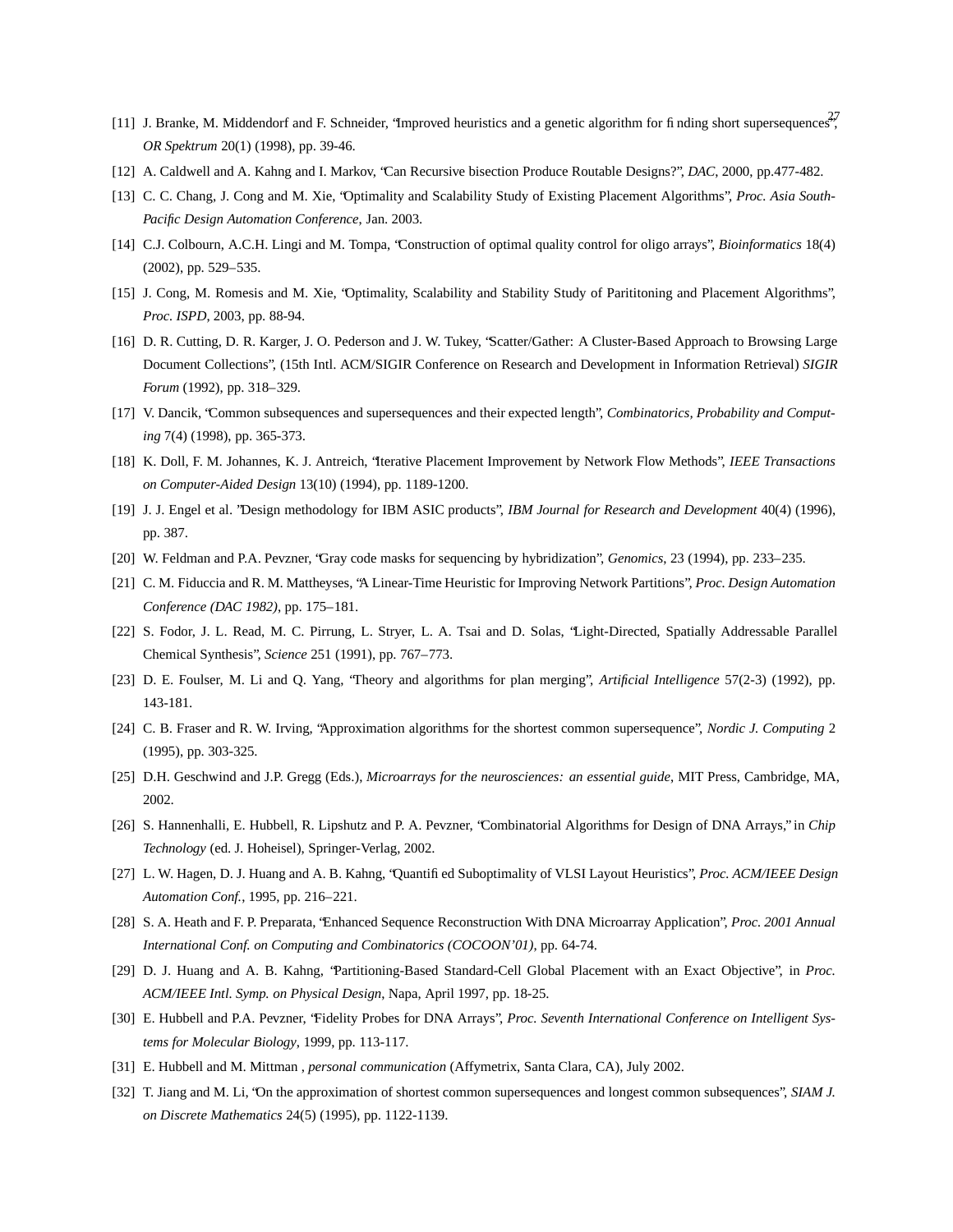[11] J. Branke, M. Middendorf and F. Schneider, "Improved heuristics and a genetic algorithm for finding short supersequences", *OR Spektrum* 20(1) (1998), pp. 39-46.

[12] A. Caldwell and A. Kahng and I. Markov, "Can Recursive bisection Produce Routable Designs?", *DAC*, 2000, pp.477-482.

[13] C. C. Chang, J. Cong and M. Xie, "Optimality and Scalability Study of Existing Placement Algorithms", *Proc. Asia South-Pacific Design Automation Conference*, Jan. 2003.

[14] C.J. Colbourn, A.C.H. Lingi and M. Tompa, "Construction of optimal quality control for oligo arrays", *Bioinformatics* 18(4) (2002), pp. 529–535.

[15] J. Cong, M. Romesis and M. Xie, "Optimality, Scalability and Stability Study of Parititoning and Placement Algorithms", *Proc. ISPD*, 2003, pp. 88-94.

[16] D. R. Cutting, D. R. Karger, J. O. Pederson and J. W. Tukey, "Scatter/Gather: A Cluster-Based Approach to Browsing Large Document Collections", (15th Intl. ACM/SIGIR Conference on Research and Development in Information Retrieval) *SIGIR Forum* (1992), pp. 318–329.

[17] V. Dancik, "Common subsequences and supersequences and their expected length", *Combinatorics, Probability and Computing* 7(4) (1998), pp. 365-373.

[18] K. Doll, F. M. Johannes, K. J. Antreich, "Iterative Placement Improvement by Network Flow Methods", *IEEE Transactions on Computer-Aided Design* 13(10) (1994), pp. 1189-1200.

[19] J. J. Engel et al. "Design methodology for IBM ASIC products", *IBM Journal for Research and Development* 40(4) (1996), pp. 387.

[20] W. Feldman and P.A. Pevzner, "Gray code masks for sequencing by hybridization", *Genomics*, 23 (1994), pp. 233–235.

[21] C. M. Fiduccia and R. M. Mattheyses, "A Linear-Time Heuristic for Improving Network Partitions", *Proc. Design Automation Conference (DAC 1982)*, pp. 175–181.

[22] S. Fodor, J. L. Read, M. C. Pirrung, L. Stryer, L. A. Tsai and D. Solas, "Light-Directed, Spatially Addressable Parallel Chemical Synthesis", *Science* 251 (1991), pp. 767–773.

[23] D. E. Foulser, M. Li and Q. Yang, "Theory and algorithms for plan merging", *Artificial Intelligence* 57(2-3) (1992), pp. 143-181.

[24] C. B. Fraser and R. W. Irving, "Approximation algorithms for the shortest common supersequence", *Nordic J. Computing* 2 (1995), pp. 303-325.

[25] D.H. Geschwind and J.P. Gregg (Eds.), *Microarrays for the neurosciences: an essential guide*, MIT Press, Cambridge, MA, 2002.

[26] S. Hannenhalli, E. Hubbell, R. Lipshutz and P. A. Pevzner, "Combinatorial Algorithms for Design of DNA Arrays," in *Chip Technology* (ed. J. Hoheisel), Springer-Verlag, 2002.

[27] L. W. Hagen, D. J. Huang and A. B. Kahng, "Quantified Suboptimality of VLSI Layout Heuristics", *Proc. ACM/IEEE Design Automation Conf.*, 1995, pp. 216–221.

[28] S. A. Heath and F. P. Preparata, "Enhanced Sequence Reconstruction With DNA Microarray Application", *Proc. 2001 Annual International Conf. on Computing and Combinatorics (COCOON'01)*, pp. 64-74.

[29] D. J. Huang and A. B. Kahng, "Partitioning-Based Standard-Cell Global Placement with an Exact Objective", in *Proc. ACM/IEEE Intl. Symp. on Physical Design*, Napa, April 1997, pp. 18-25.

[30] E. Hubbell and P.A. Pevzner, "Fidelity Probes for DNA Arrays", *Proc. Seventh International Conference on Intelligent Systems for Molecular Biology*, 1999, pp. 113-117.

[31] E. Hubbell and M. Mittman , *personal communication* (Affymetrix, Santa Clara, CA), July 2002.

[32] T. Jiang and M. Li, "On the approximation of shortest common supersequences and longest common subsequences", *SIAM J. on Discrete Mathematics* 24(5) (1995), pp. 1122-1139.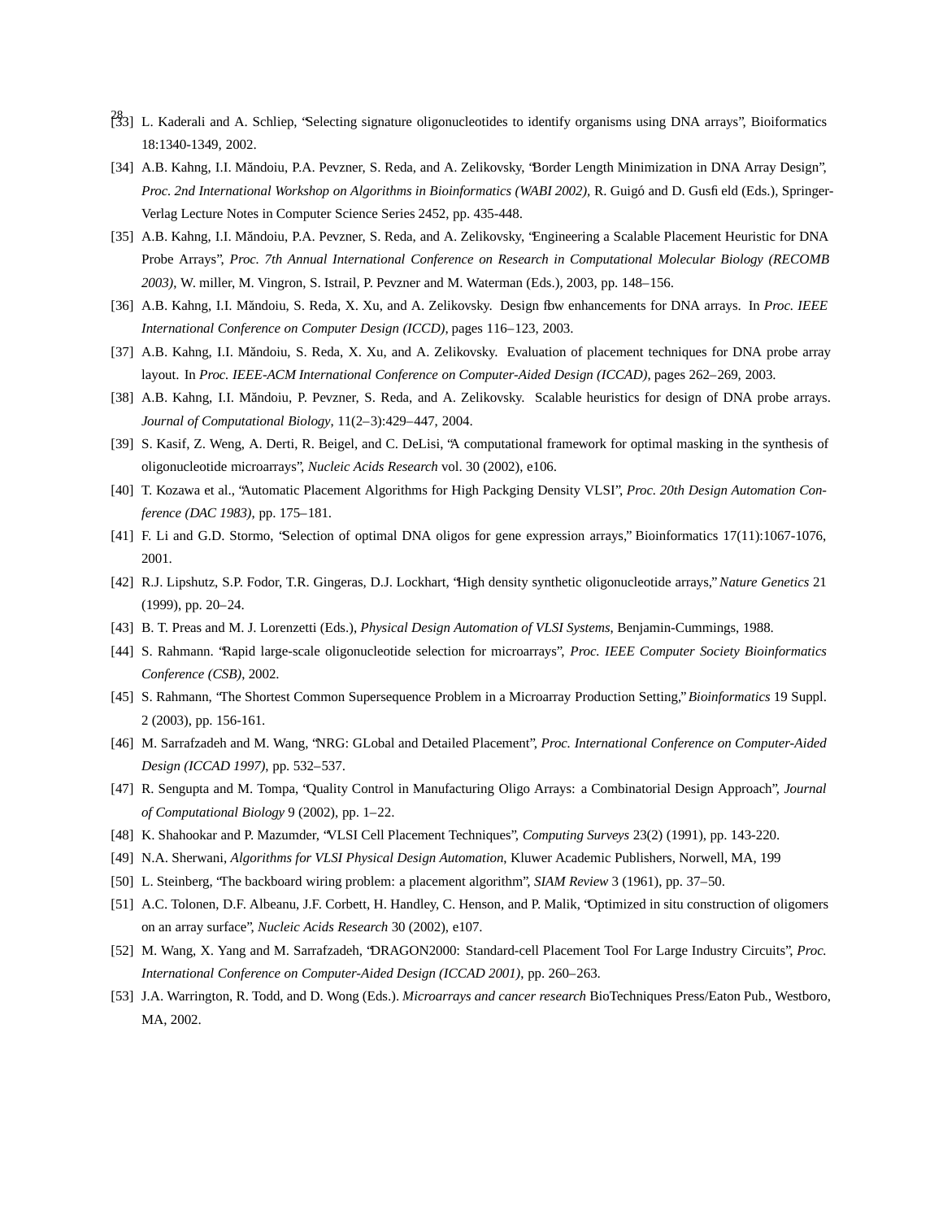[33] L. Kaderali and A. Schliep, "Selecting signature oligonucleotides to identify organisms using DNA arrays", Bioiformatics 18:1340-1349, 2002.

[34] A.B. Kahng, I.I. Măndoiu, P.A. Pevzner, S. Reda, and A. Zelikovsky, "Border Length Minimization in DNA Array Design", *Proc. 2nd International Workshop on Algorithms in Bioinformatics (WABI 2002)*, R. Guigó and D. Gusfield (Eds.), Springer-Verlag Lecture Notes in Computer Science Series 2452, pp. 435-448.

[35] A.B. Kahng, I.I. Măndoiu, P.A. Pevzner, S. Reda, and A. Zelikovsky, "Engineering a Scalable Placement Heuristic for DNA Probe Arrays", *Proc. 7th Annual International Conference on Research in Computational Molecular Biology (RECOMB 2003)*, W. miller, M. Vingron, S. Istrail, P. Pevzner and M. Waterman (Eds.), 2003, pp. 148–156.

[36] A.B. Kahng, I.I. Măndoiu, S. Reda, X. Xu, and A. Zelikovsky. Design flow enhancements for DNA arrays. In *Proc. IEEE International Conference on Computer Design (ICCD)*, pages 116–123, 2003.

[37] A.B. Kahng, I.I. Măndoiu, S. Reda, X. Xu, and A. Zelikovsky. Evaluation of placement techniques for DNA probe array layout. In *Proc. IEEE-ACM International Conference on Computer-Aided Design (ICCAD)*, pages 262–269, 2003.

[38] A.B. Kahng, I.I. Măndoiu, P. Pevzner, S. Reda, and A. Zelikovsky. Scalable heuristics for design of DNA probe arrays. *Journal of Computational Biology*, 11(2–3):429–447, 2004.

[39] S. Kasif, Z. Weng, A. Derti, R. Beigel, and C. DeLisi, "A computational framework for optimal masking in the synthesis of oligonucleotide microarrays", *Nucleic Acids Research* vol. 30 (2002), e106.

[40] T. Kozawa et al., "Automatic Placement Algorithms for High Packging Density VLSI", *Proc. 20th Design Automation Conference (DAC 1983)*, pp. 175–181.

[41] F. Li and G.D. Stormo, "Selection of optimal DNA oligos for gene expression arrays," Bioinformatics 17(11):1067-1076, 2001.

[42] R.J. Lipshutz, S.P. Fodor, T.R. Gingeras, D.J. Lockhart, "High density synthetic oligonucleotide arrays," *Nature Genetics* 21 (1999), pp. 20–24.

[43] B. T. Preas and M. J. Lorenzetti (Eds.), *Physical Design Automation of VLSI Systems*, Benjamin-Cummings, 1988.

[44] S. Rahmann. "Rapid large-scale oligonucleotide selection for microarrays", *Proc. IEEE Computer Society Bioinformatics Conference (CSB)*, 2002.

[45] S. Rahmann, "The Shortest Common Supersequence Problem in a Microarray Production Setting," *Bioinformatics* 19 Suppl. 2 (2003), pp. 156-161.

[46] M. Sarrafzadeh and M. Wang, "NRG: GLobal and Detailed Placement", *Proc. International Conference on Computer-Aided Design (ICCAD 1997)*, pp. 532–537.

[47] R. Sengupta and M. Tompa, "Quality Control in Manufacturing Oligo Arrays: a Combinatorial Design Approach", *Journal of Computational Biology* 9 (2002), pp. 1–22.

[48] K. Shahookar and P. Mazumder, "VLSI Cell Placement Techniques", *Computing Surveys* 23(2) (1991), pp. 143-220.

[49] N.A. Sherwani, *Algorithms for VLSI Physical Design Automation*, Kluwer Academic Publishers, Norwell, MA, 199

[50] L. Steinberg, "The backboard wiring problem: a placement algorithm", *SIAM Review* 3 (1961), pp. 37–50.

[51] A.C. Tolonen, D.F. Albeanu, J.F. Corbett, H. Handley, C. Henson, and P. Malik, "Optimized in situ construction of oligomers on an array surface", *Nucleic Acids Research* 30 (2002), e107.

[52] M. Wang, X. Yang and M. Sarrafzadeh, "DRAGON2000: Standard-cell Placement Tool For Large Industry Circuits", *Proc. International Conference on Computer-Aided Design (ICCAD 2001)*, pp. 260–263.

[53] J.A. Warrington, R. Todd, and D. Wong (Eds.). *Microarrays and cancer research* BioTechniques Press/Eaton Pub., Westboro, MA, 2002.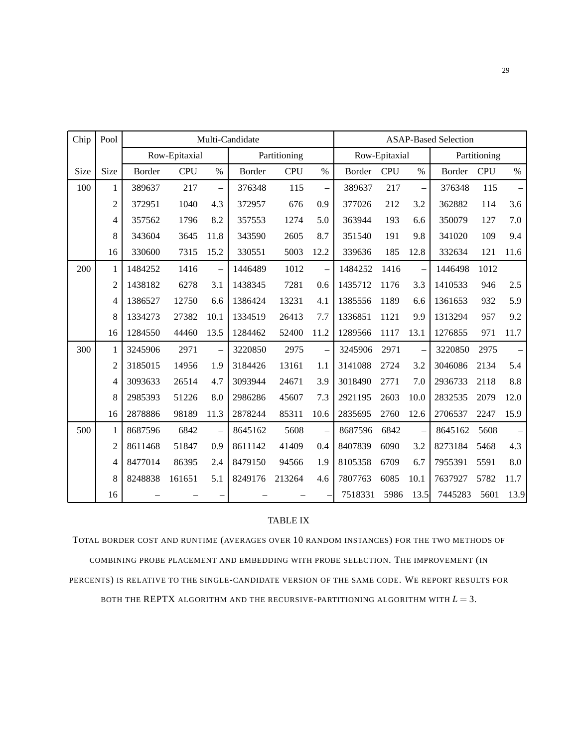| Chip | Pool | Multi-Candidate | | | | | | ASAP-Based Selection | | | | | |
|---|---|---|---|---|---|---|---|---|---|---|---|---|---|
| | | Row-Epitaxial | | | Partitioning | | | Row-Epitaxial | | | Partitioning | | |
| Size | Size | Border | CPU | % | Border | CPU | % | Border | CPU | % | Border | CPU | % |
| 100 | 1 | 389637 | 217 | – | 376348 | 115 | – | 389637 | 217 | – | 376348 | 115 | – |
| | 2 | 372951 | 1040 | 4.3 | 372957 | 676 | 0.9 | 377026 | 212 | 3.2 | 362882 | 114 | 3.6 |
| | 4 | 357562 | 1796 | 8.2 | 357553 | 1274 | 5.0 | 363944 | 193 | 6.6 | 350079 | 127 | 7.0 |
| | 8 | 343604 | 3645 | 11.8 | 343590 | 2605 | 8.7 | 351540 | 191 | 9.8 | 341020 | 109 | 9.4 |
| | 16 | 330600 | 7315 | 15.2 | 330551 | 5003 | 12.2 | 339636 | 185 | 12.8 | 332634 | 121 | 11.6 |
| 200 | 1 | 1484252 | 1416 | – | 1446489 | 1012 | – | 1484252 | 1416 | – | 1446498 | 1012 | |
| | 2 | 1438182 | 6278 | 3.1 | 1438345 | 7281 | 0.6 | 1435712 | 1176 | 3.3 | 1410533 | 946 | 2.5 |
| | 4 | 1386527 | 12750 | 6.6 | 1386424 | 13231 | 4.1 | 1385556 | 1189 | 6.6 | 1361653 | 932 | 5.9 |
| | 8 | 1334273 | 27382 | 10.1 | 1334519 | 26413 | 7.7 | 1336851 | 1121 | 9.9 | 1313294 | 957 | 9.2 |
| | 16 | 1284550 | 44460 | 13.5 | 1284462 | 52400 | 11.2 | 1289566 | 1117 | 13.1 | 1276855 | 971 | 11.7 |
| 300 | 1 | 3245906 | 2971 | – | 3220850 | 2975 | – | 3245906 | 2971 | – | 3220850 | 2975 | – |
| | 2 | 3185015 | 14956 | 1.9 | 3184426 | 13161 | 1.1 | 3141088 | 2724 | 3.2 | 3046086 | 2134 | 5.4 |
| | 4 | 3093633 | 26514 | 4.7 | 3093944 | 24671 | 3.9 | 3018490 | 2771 | 7.0 | 2936733 | 2118 | 8.8 |
| | 8 | 2985393 | 51226 | 8.0 | 2986286 | 45607 | 7.3 | 2921195 | 2603 | 10.0 | 2832535 | 2079 | 12.0 |
| | 16 | 2878886 | 98189 | 11.3 | 2878244 | 85311 | 10.6 | 2835695 | 2760 | 12.6 | 2706537 | 2247 | 15.9 |
| 500 | 1 | 8687596 | 6842 | – | 8645162 | 5608 | – | 8687596 | 6842 | – | 8645162 | 5608 | – |
| | 2 | 8611468 | 51847 | 0.9 | 8611142 | 41409 | 0.4 | 8407839 | 6090 | 3.2 | 8273184 | 5468 | 4.3 |
| | 4 | 8477014 | 86395 | 2.4 | 8479150 | 94566 | 1.9 | 8105358 | 6709 | 6.7 | 7955391 | 5591 | 8.0 |
| | 8 | 8248838 | 161651 | 5.1 | 8249176 | 213264 | 4.6 | 7807763 | 6085 | 10.1 | 7637927 | 5782 | 11.7 |
| | 16 | – | – | – | – | – | – | 7518331 | 5986 | 13.5 | 7445283 | 5601 | 13.9 |

TABLE IX

TOTAL BORDER COST AND RUNTIME (AVERAGES OVER 10 RANDOM INSTANCES) FOR THE TWO METHODS OF COMBINING PROBE PLACEMENT AND EMBEDDING WITH PROBE SELECTION. THE IMPROVEMENT (IN PERCENTS) IS RELATIVE TO THE SINGLE-CANDIDATE VERSION OF THE SAME CODE. WE REPORT RESULTS FOR BOTH THE REPTX ALGORITHM AND THE RECURSIVE-PARTITIONING ALGORITHM WITH $L = 3$.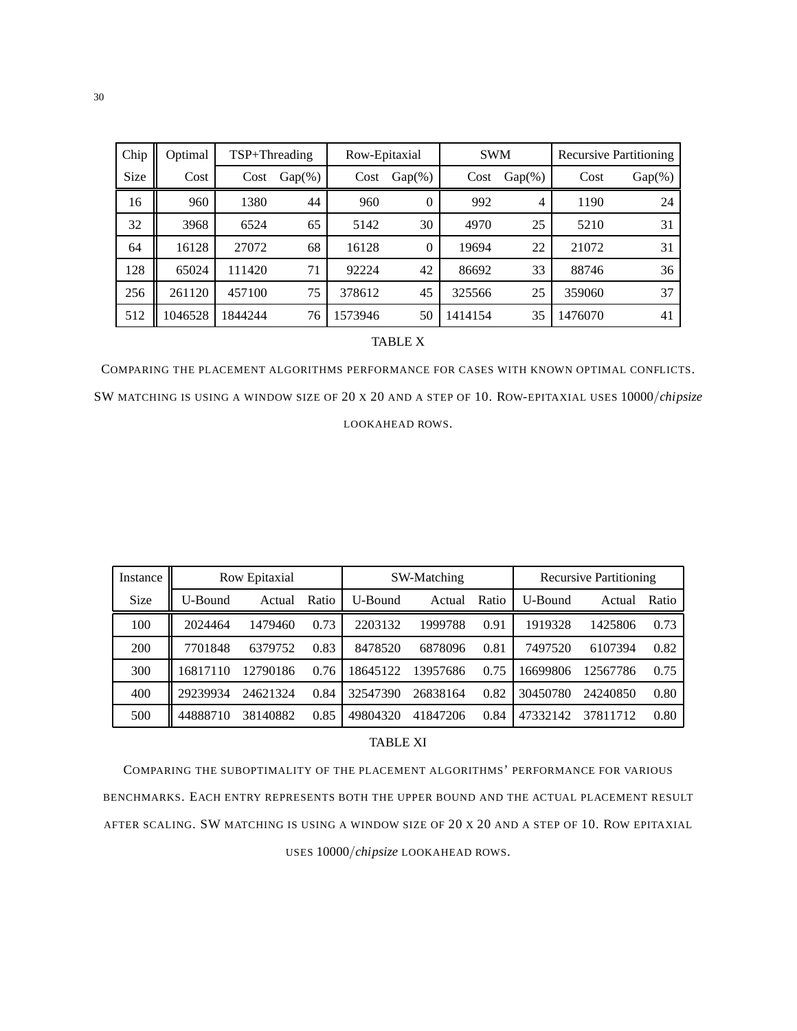| Chip | Optimal | TSP+Threading | | Row-Epitaxial | | SWM | | Recursive Partitioning | |
|---|---|---|---|---|---|---|---|---|---|
| Size | Cost | Cost | Gap(%) | Cost | Gap(%) | Cost | Gap(%) | Cost | Gap(%) |
| 16 | 960 | 1380 | 44 | 960 | 0 | 992 | 4 | 1190 | 24 |
| 32 | 3968 | 6524 | 65 | 5142 | 30 | 4970 | 25 | 5210 | 31 |
| 64 | 16128 | 27072 | 68 | 16128 | 0 | 19694 | 22 | 21072 | 31 |
| 128 | 65024 | 111420 | 71 | 92224 | 42 | 86692 | 33 | 88746 | 36 |
| 256 | 261120 | 457100 | 75 | 378612 | 45 | 325566 | 25 | 359060 | 37 |
| 512 | 1046528 | 1844244 | 76 | 1573946 | 50 | 1414154 | 35 | 1476070 | 41 |

TABLE X

COMPARING THE PLACEMENT ALGORITHMS PERFORMANCE FOR CASES WITH KNOWN OPTIMAL CONFLICTS. SW MATCHING IS USING A WINDOW SIZE OF 20 X 20 AND A STEP OF 10. ROW-EPITAXIAL USES $10000/chipsize$ LOOKAHEAD ROWS.

| Instance | Row Epitaxial | | | SW-Matching | | | Recursive Partitioning | | |
|---|---|---|---|---|---|---|---|---|---|
| Size | U-Bound | Actual | Ratio | U-Bound | Actual | Ratio | U-Bound | Actual | Ratio |
| 100 | 2024464 | 1479460 | 0.73 | 2203132 | 1999788 | 0.91 | 1919328 | 1425806 | 0.73 |
| 200 | 7701848 | 6379752 | 0.83 | 8478520 | 6878096 | 0.81 | 7497520 | 6107394 | 0.82 |
| 300 | 16817110 | 12790186 | 0.76 | 18645122 | 13957686 | 0.75 | 16699806 | 12567786 | 0.75 |
| 400 | 29239934 | 24621324 | 0.84 | 32547390 | 26838164 | 0.82 | 30450780 | 24240850 | 0.80 |
| 500 | 44888710 | 38140882 | 0.85 | 49804320 | 41847206 | 0.84 | 47332142 | 37811712 | 0.80 |

TABLE XI

COMPARING THE SUBOPTIMALITY OF THE PLACEMENT ALGORITHMS' PERFORMANCE FOR VARIOUS BENCHMARKS. EACH ENTRY REPRESENTS BOTH THE UPPER BOUND AND THE ACTUAL PLACEMENT RESULT AFTER SCALING. SW MATCHING IS USING A WINDOW SIZE OF 20 X 20 AND A STEP OF 10. ROW EPITAXIAL USES $10000/chipsize$ LOOKAHEAD ROWS.